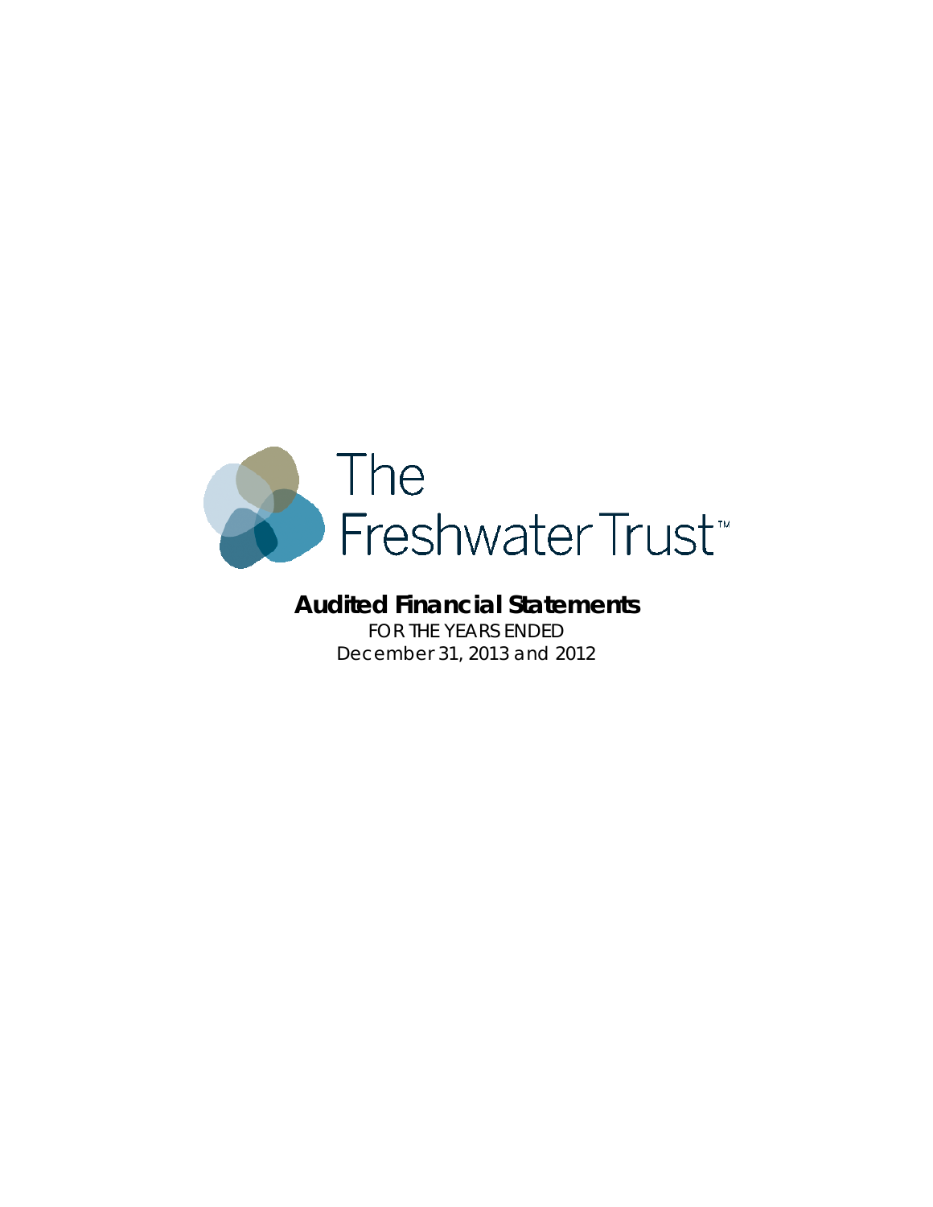The Freshwater Trust™

# Audited Financial Statements

FOR THE YEARS ENDED
December 31, 2013 and 2012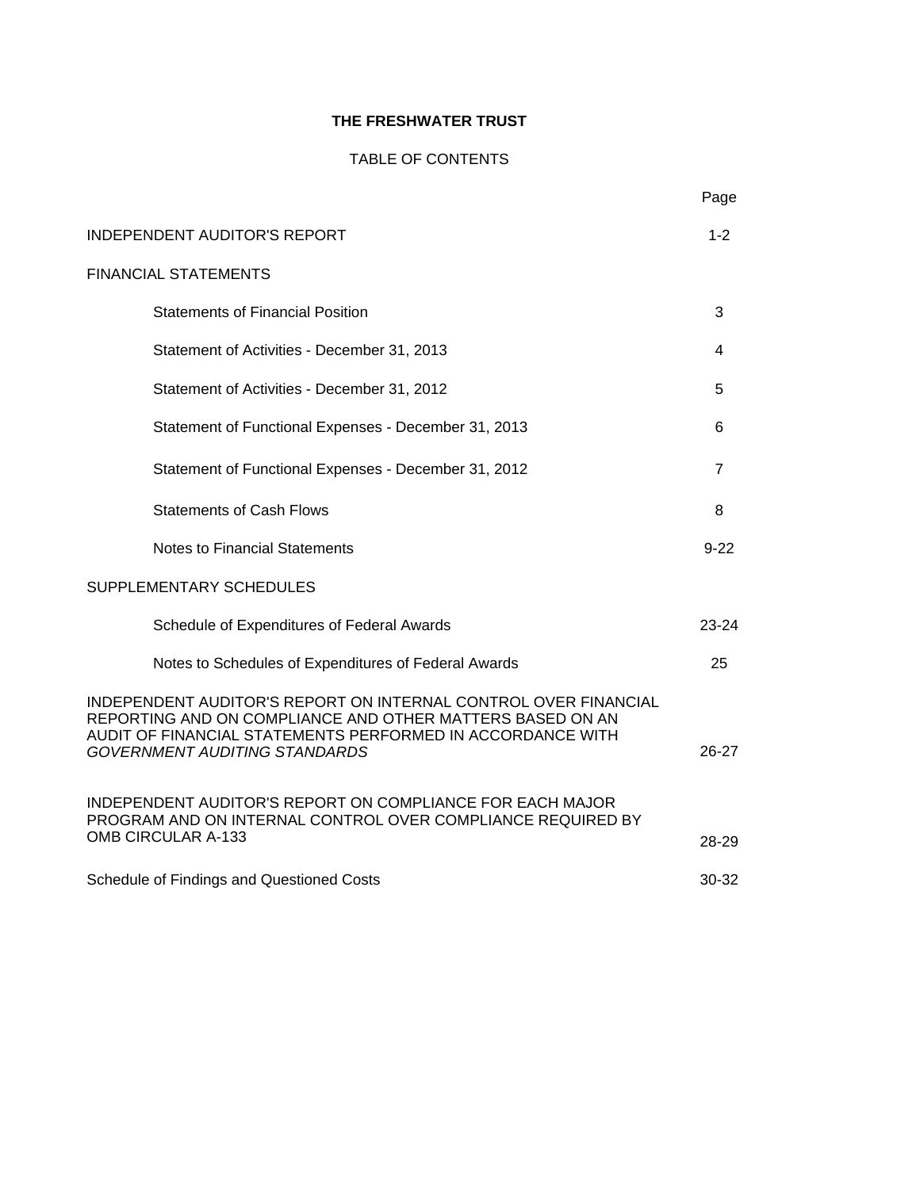# THE FRESHWATER TRUST

## TABLE OF CONTENTS

| | Page |
|---|---|
| INDEPENDENT AUDITOR'S REPORT | 1-2 |
| FINANCIAL STATEMENTS | |
| Statements of Financial Position | 3 |
| Statement of Activities - December 31, 2013 | 4 |
| Statement of Activities - December 31, 2012 | 5 |
| Statement of Functional Expenses - December 31, 2013 | 6 |
| Statement of Functional Expenses - December 31, 2012 | 7 |
| Statements of Cash Flows | 8 |
| Notes to Financial Statements | 9-22 |
| SUPPLEMENTARY SCHEDULES | |
| Schedule of Expenditures of Federal Awards | 23-24 |
| Notes to Schedules of Expenditures of Federal Awards | 25 |
| INDEPENDENT AUDITOR'S REPORT ON INTERNAL CONTROL OVER FINANCIAL REPORTING AND ON COMPLIANCE AND OTHER MATTERS BASED ON AN AUDIT OF FINANCIAL STATEMENTS PERFORMED IN ACCORDANCE WITH *GOVERNMENT AUDITING STANDARDS* | 26-27 |
| INDEPENDENT AUDITOR'S REPORT ON COMPLIANCE FOR EACH MAJOR PROGRAM AND ON INTERNAL CONTROL OVER COMPLIANCE REQUIRED BY OMB CIRCULAR A-133 | 28-29 |
| Schedule of Findings and Questioned Costs | 30-32 |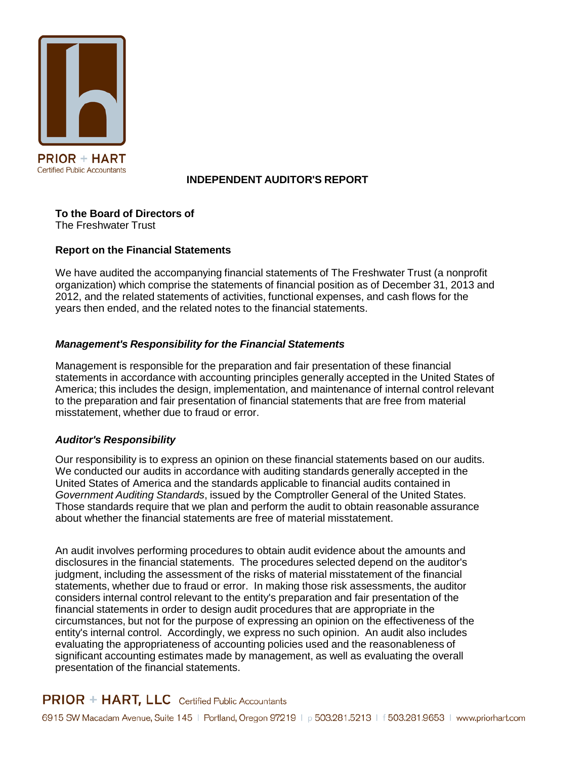PRIOR + HART
Certified Public Accountants

# INDEPENDENT AUDITOR'S REPORT

**To the Board of Directors of**
The Freshwater Trust

**Report on the Financial Statements**

We have audited the accompanying financial statements of The Freshwater Trust (a nonprofit organization) which comprise the statements of financial position as of December 31, 2013 and 2012, and the related statements of activities, functional expenses, and cash flows for the years then ended, and the related notes to the financial statements.

***Management's Responsibility for the Financial Statements***

Management is responsible for the preparation and fair presentation of these financial statements in accordance with accounting principles generally accepted in the United States of America; this includes the design, implementation, and maintenance of internal control relevant to the preparation and fair presentation of financial statements that are free from material misstatement, whether due to fraud or error.

***Auditor's Responsibility***

Our responsibility is to express an opinion on these financial statements based on our audits. We conducted our audits in accordance with auditing standards generally accepted in the United States of America and the standards applicable to financial audits contained in *Government Auditing Standards*, issued by the Comptroller General of the United States. Those standards require that we plan and perform the audit to obtain reasonable assurance about whether the financial statements are free of material misstatement.

An audit involves performing procedures to obtain audit evidence about the amounts and disclosures in the financial statements. The procedures selected depend on the auditor's judgment, including the assessment of the risks of material misstatement of the financial statements, whether due to fraud or error. In making those risk assessments, the auditor considers internal control relevant to the entity's preparation and fair presentation of the financial statements in order to design audit procedures that are appropriate in the circumstances, but not for the purpose of expressing an opinion on the effectiveness of the entity's internal control. Accordingly, we express no such opinion. An audit also includes evaluating the appropriateness of accounting policies used and the reasonableness of significant accounting estimates made by management, as well as evaluating the overall presentation of the financial statements.

PRIOR + HART, LLC Certified Public Accountants
6915 SW Macadam Avenue, Suite 145 | Portland, Oregon 97219 | p 503.281.5213 | f 503.281.9653 | www.priorhart.com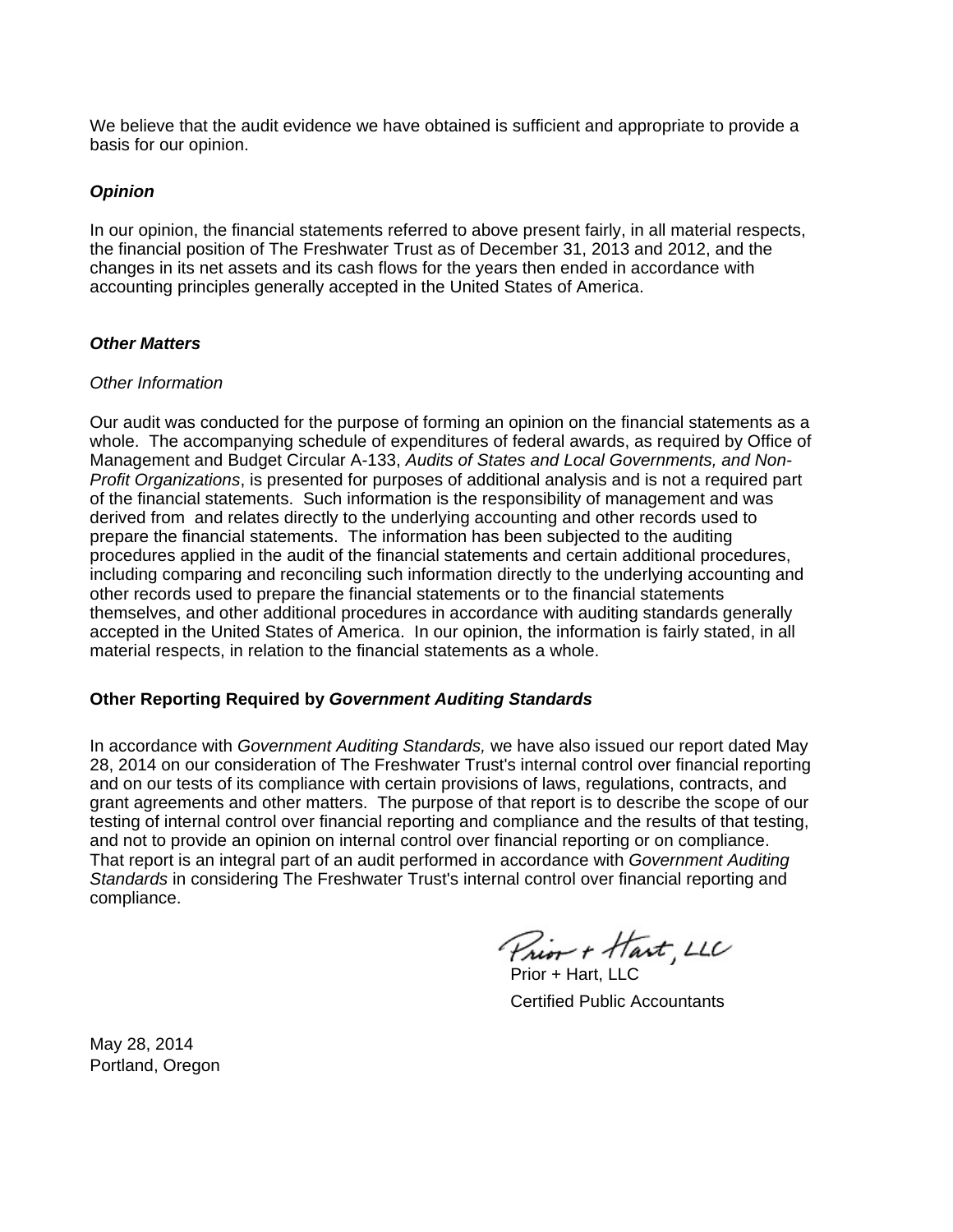We believe that the audit evidence we have obtained is sufficient and appropriate to provide a basis for our opinion.

### *Opinion*

In our opinion, the financial statements referred to above present fairly, in all material respects, the financial position of The Freshwater Trust as of December 31, 2013 and 2012, and the changes in its net assets and its cash flows for the years then ended in accordance with accounting principles generally accepted in the United States of America.

### *Other Matters*

*Other Information*

Our audit was conducted for the purpose of forming an opinion on the financial statements as a whole. The accompanying schedule of expenditures of federal awards, as required by Office of Management and Budget Circular A-133, *Audits of States and Local Governments, and Non-Profit Organizations*, is presented for purposes of additional analysis and is not a required part of the financial statements. Such information is the responsibility of management and was derived from and relates directly to the underlying accounting and other records used to prepare the financial statements. The information has been subjected to the auditing procedures applied in the audit of the financial statements and certain additional procedures, including comparing and reconciling such information directly to the underlying accounting and other records used to prepare the financial statements or to the financial statements themselves, and other additional procedures in accordance with auditing standards generally accepted in the United States of America. In our opinion, the information is fairly stated, in all material respects, in relation to the financial statements as a whole.

### Other Reporting Required by *Government Auditing Standards*

In accordance with *Government Auditing Standards,* we have also issued our report dated May 28, 2014 on our consideration of The Freshwater Trust's internal control over financial reporting and on our tests of its compliance with certain provisions of laws, regulations, contracts, and grant agreements and other matters. The purpose of that report is to describe the scope of our testing of internal control over financial reporting and compliance and the results of that testing, and not to provide an opinion on internal control over financial reporting or on compliance. That report is an integral part of an audit performed in accordance with *Government Auditing Standards* in considering The Freshwater Trust's internal control over financial reporting and compliance.

Prior + Hart, LLC

Prior + Hart, LLC
Certified Public Accountants

May 28, 2014
Portland, Oregon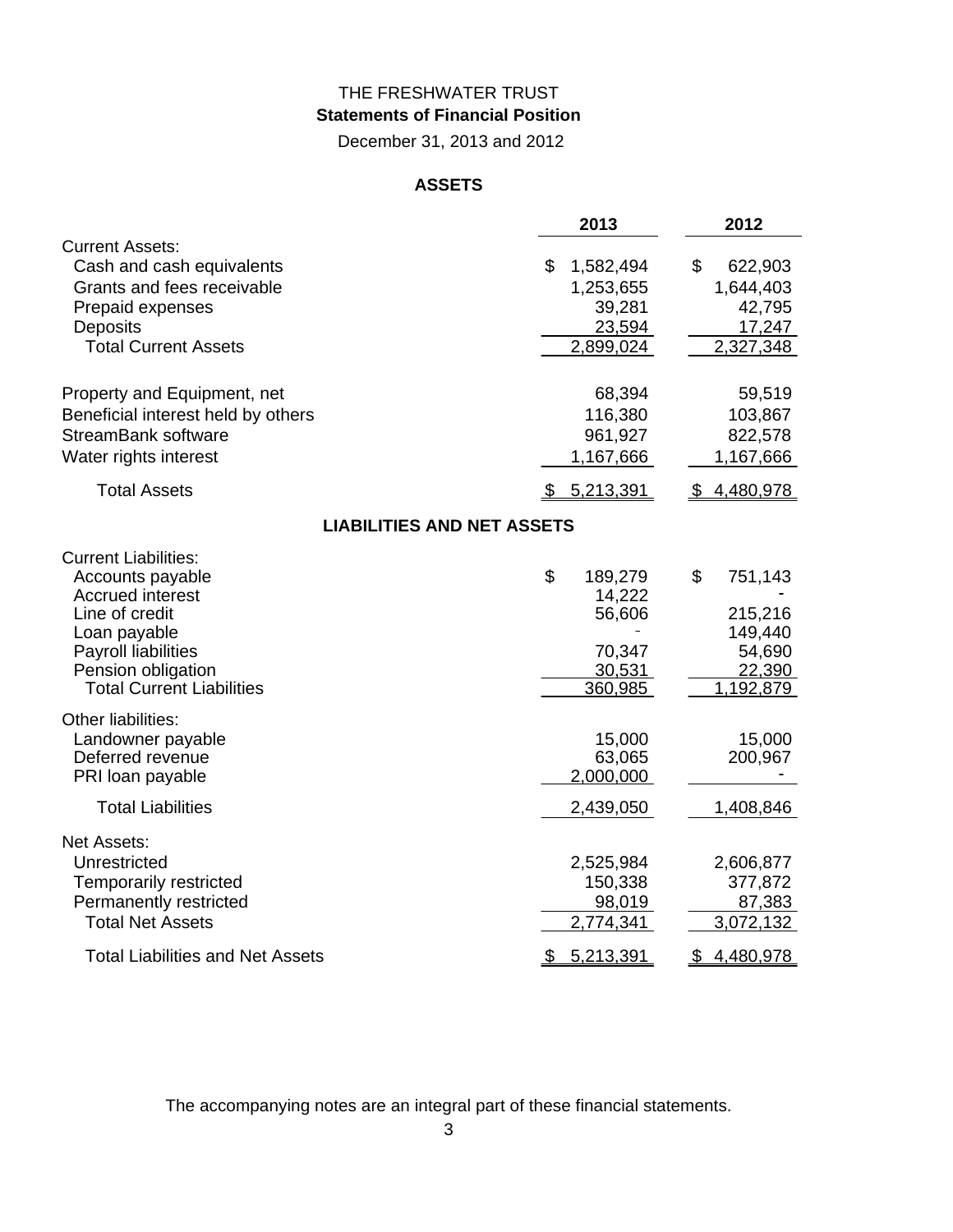THE FRESHWATER TRUST

**Statements of Financial Position**

December 31, 2013 and 2012

**ASSETS**

| | 2013 | 2012 |
|---|---|---|
| Current Assets: | | |
| Cash and cash equivalents | $ 1,582,494 | $ 622,903 |
| Grants and fees receivable | 1,253,655 | 1,644,403 |
| Prepaid expenses | 39,281 | 42,795 |
| Deposits | 23,594 | 17,247 |
| Total Current Assets | 2,899,024 | 2,327,348 |
| Property and Equipment, net | 68,394 | 59,519 |
| Beneficial interest held by others | 116,380 | 103,867 |
| StreamBank software | 961,927 | 822,578 |
| Water rights interest | 1,167,666 | 1,167,666 |
| Total Assets | $ 5,213,391 | $ 4,480,978 |

**LIABILITIES AND NET ASSETS**

| | 2013 | 2012 |
|---|---|---|
| Current Liabilities: | | |
| Accounts payable | $ 189,279 | $ 751,143 |
| Accrued interest | 14,222 | - |
| Line of credit | 56,606 | 215,216 |
| Loan payable | - | 149,440 |
| Payroll liabilities | 70,347 | 54,690 |
| Pension obligation | 30,531 | 22,390 |
| Total Current Liabilities | 360,985 | 1,192,879 |
| Other liabilities: | | |
| Landowner payable | 15,000 | 15,000 |
| Deferred revenue | 63,065 | 200,967 |
| PRI loan payable | 2,000,000 | - |
| Total Liabilities | 2,439,050 | 1,408,846 |
| Net Assets: | | |
| Unrestricted | 2,525,984 | 2,606,877 |
| Temporarily restricted | 150,338 | 377,872 |
| Permanently restricted | 98,019 | 87,383 |
| Total Net Assets | 2,774,341 | 3,072,132 |
| Total Liabilities and Net Assets | $ 5,213,391 | $ 4,480,978 |

The accompanying notes are an integral part of these financial statements.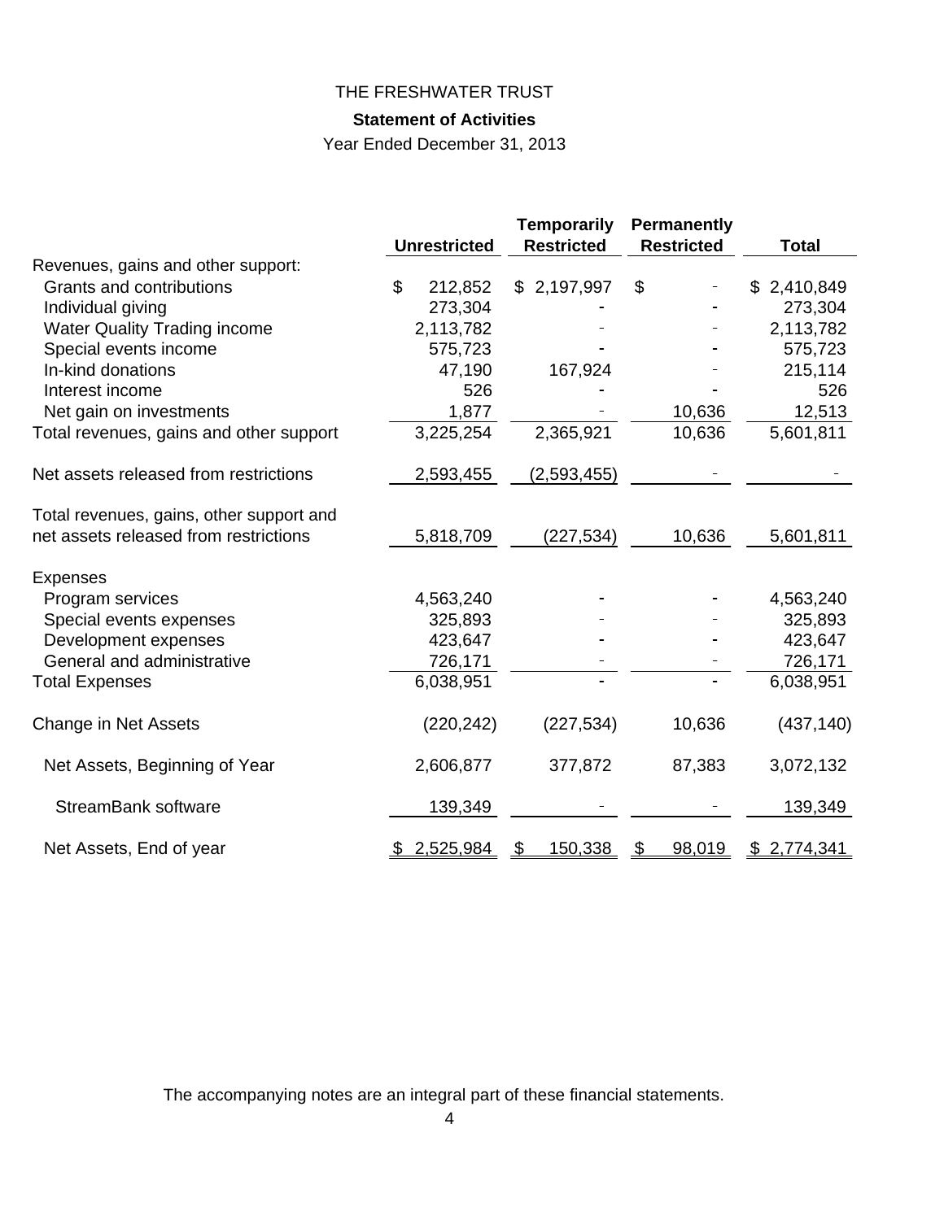# THE FRESHWATER TRUST

## Statement of Activities

Year Ended December 31, 2013

| | Unrestricted | Temporarily Restricted | Permanently Restricted | Total |
|---|---|---|---|---|
| Revenues, gains and other support: | | | | |
| Grants and contributions | $ 212,852 | $ 2,197,997 | $ - | $ 2,410,849 |
| Individual giving | 273,304 | - | - | 273,304 |
| Water Quality Trading income | 2,113,782 | - | - | 2,113,782 |
| Special events income | 575,723 | - | - | 575,723 |
| In-kind donations | 47,190 | 167,924 | - | 215,114 |
| Interest income | 526 | - | - | 526 |
| Net gain on investments | 1,877 | - | 10,636 | 12,513 |
| Total revenues, gains and other support | 3,225,254 | 2,365,921 | 10,636 | 5,601,811 |
| Net assets released from restrictions | 2,593,455 | (2,593,455) | - | - |
| Total revenues, gains, other support and net assets released from restrictions | 5,818,709 | (227,534) | 10,636 | 5,601,811 |
| Expenses | | | | |
| Program services | 4,563,240 | - | - | 4,563,240 |
| Special events expenses | 325,893 | - | - | 325,893 |
| Development expenses | 423,647 | - | - | 423,647 |
| General and administrative | 726,171 | - | - | 726,171 |
| Total Expenses | 6,038,951 | - | - | 6,038,951 |
| Change in Net Assets | (220,242) | (227,534) | 10,636 | (437,140) |
| Net Assets, Beginning of Year | 2,606,877 | 377,872 | 87,383 | 3,072,132 |
| StreamBank software | 139,349 | - | - | 139,349 |
| Net Assets, End of year | $ 2,525,984 | $ 150,338 | $ 98,019 | $ 2,774,341 |

The accompanying notes are an integral part of these financial statements.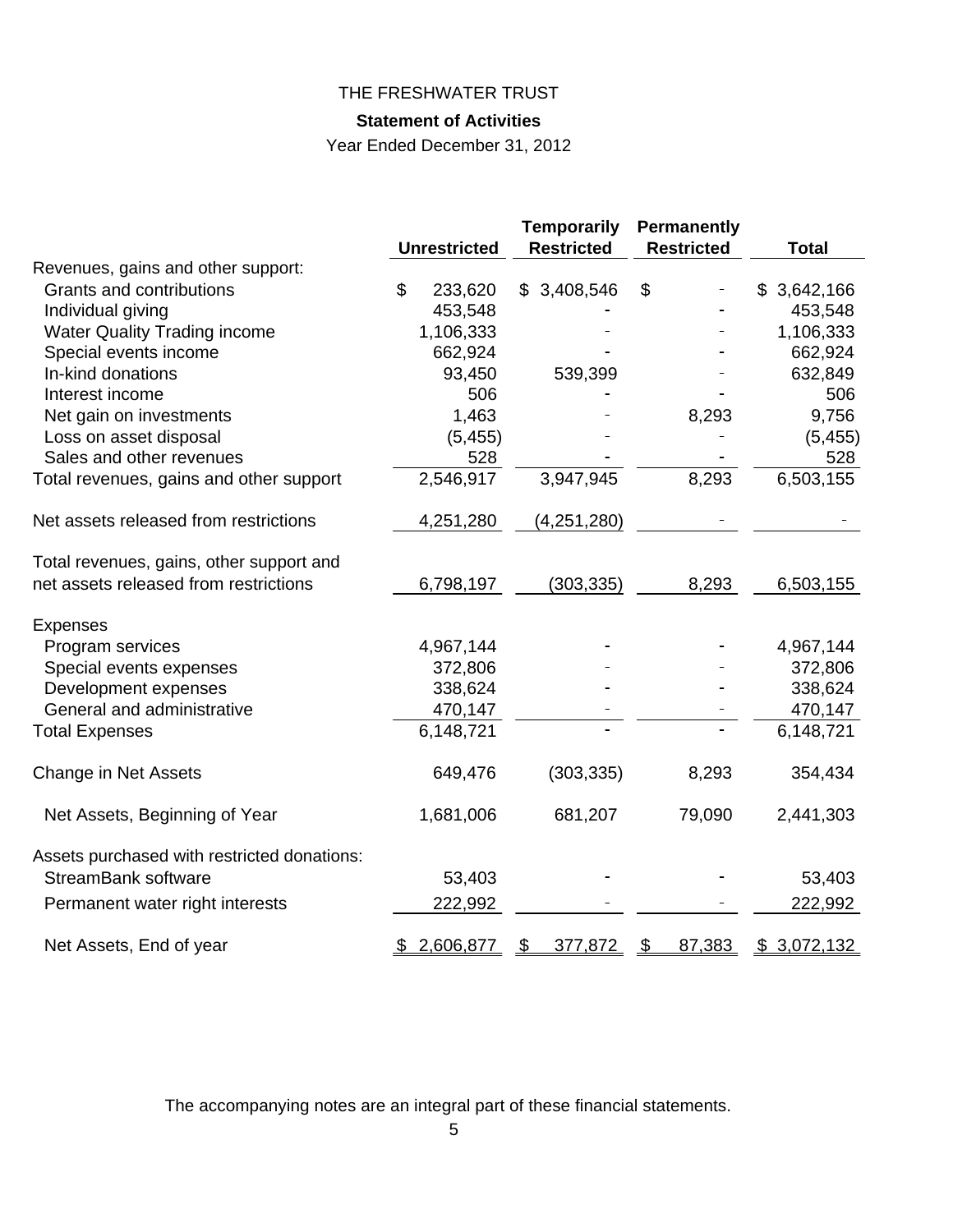# THE FRESHWATER TRUST

## Statement of Activities

Year Ended December 31, 2012

| | Unrestricted | Temporarily Restricted | Permanently Restricted | Total |
|---|---|---|---|---|
| Revenues, gains and other support: | | | | |
| Grants and contributions | $ 233,620 | $ 3,408,546 | $ - | $ 3,642,166 |
| Individual giving | 453,548 | - | - | 453,548 |
| Water Quality Trading income | 1,106,333 | - | - | 1,106,333 |
| Special events income | 662,924 | - | - | 662,924 |
| In-kind donations | 93,450 | 539,399 | - | 632,849 |
| Interest income | 506 | - | - | 506 |
| Net gain on investments | 1,463 | - | 8,293 | 9,756 |
| Loss on asset disposal | (5,455) | - | - | (5,455) |
| Sales and other revenues | 528 | - | - | 528 |
| Total revenues, gains and other support | 2,546,917 | 3,947,945 | 8,293 | 6,503,155 |
| Net assets released from restrictions | 4,251,280 | (4,251,280) | - | - |
| Total revenues, gains, other support and net assets released from restrictions | 6,798,197 | (303,335) | 8,293 | 6,503,155 |
| Expenses | | | | |
| Program services | 4,967,144 | - | - | 4,967,144 |
| Special events expenses | 372,806 | - | - | 372,806 |
| Development expenses | 338,624 | - | - | 338,624 |
| General and administrative | 470,147 | - | - | 470,147 |
| Total Expenses | 6,148,721 | - | - | 6,148,721 |
| Change in Net Assets | 649,476 | (303,335) | 8,293 | 354,434 |
| Net Assets, Beginning of Year | 1,681,006 | 681,207 | 79,090 | 2,441,303 |
| Assets purchased with restricted donations: | | | | |
| StreamBank software | 53,403 | - | - | 53,403 |
| Permanent water right interests | 222,992 | - | - | 222,992 |
| Net Assets, End of year | $ 2,606,877 | $ 377,872 | $ 87,383 | $ 3,072,132 |

The accompanying notes are an integral part of these financial statements.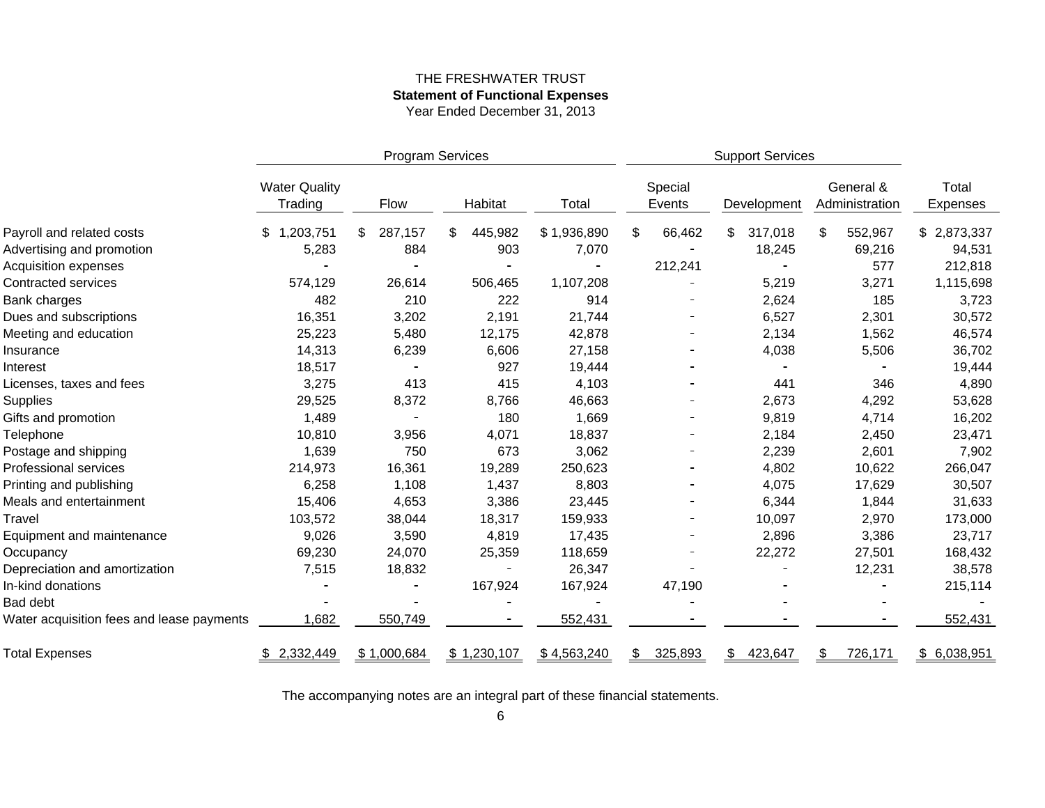THE FRESHWATER TRUST

**Statement of Functional Expenses**

Year Ended December 31, 2013

| | Program Services | | | | Support Services | | | |
|---|---|---|---|---|---|---|---|---|
| | Water Quality Trading | Flow | Habitat | Total | Special Events | Development | General & Administration | Total Expenses |
| Payroll and related costs | $ 1,203,751 | $ 287,157 | $ 445,982 | $ 1,936,890 | $ 66,462 | $ 317,018 | $ 552,967 | $ 2,873,337 |
| Advertising and promotion | 5,283 | 884 | 903 | 7,070 | - | 18,245 | 69,216 | 94,531 |
| Acquisition expenses | - | - | - | - | 212,241 | - | 577 | 212,818 |
| Contracted services | 574,129 | 26,614 | 506,465 | 1,107,208 | - | 5,219 | 3,271 | 1,115,698 |
| Bank charges | 482 | 210 | 222 | 914 | - | 2,624 | 185 | 3,723 |
| Dues and subscriptions | 16,351 | 3,202 | 2,191 | 21,744 | - | 6,527 | 2,301 | 30,572 |
| Meeting and education | 25,223 | 5,480 | 12,175 | 42,878 | - | 2,134 | 1,562 | 46,574 |
| Insurance | 14,313 | 6,239 | 6,606 | 27,158 | - | 4,038 | 5,506 | 36,702 |
| Interest | 18,517 | - | 927 | 19,444 | - | - | - | 19,444 |
| Licenses, taxes and fees | 3,275 | 413 | 415 | 4,103 | - | 441 | 346 | 4,890 |
| Supplies | 29,525 | 8,372 | 8,766 | 46,663 | - | 2,673 | 4,292 | 53,628 |
| Gifts and promotion | 1,489 | - | 180 | 1,669 | - | 9,819 | 4,714 | 16,202 |
| Telephone | 10,810 | 3,956 | 4,071 | 18,837 | - | 2,184 | 2,450 | 23,471 |
| Postage and shipping | 1,639 | 750 | 673 | 3,062 | - | 2,239 | 2,601 | 7,902 |
| Professional services | 214,973 | 16,361 | 19,289 | 250,623 | - | 4,802 | 10,622 | 266,047 |
| Printing and publishing | 6,258 | 1,108 | 1,437 | 8,803 | - | 4,075 | 17,629 | 30,507 |
| Meals and entertainment | 15,406 | 4,653 | 3,386 | 23,445 | - | 6,344 | 1,844 | 31,633 |
| Travel | 103,572 | 38,044 | 18,317 | 159,933 | - | 10,097 | 2,970 | 173,000 |
| Equipment and maintenance | 9,026 | 3,590 | 4,819 | 17,435 | - | 2,896 | 3,386 | 23,717 |
| Occupancy | 69,230 | 24,070 | 25,359 | 118,659 | - | 22,272 | 27,501 | 168,432 |
| Depreciation and amortization | 7,515 | 18,832 | - | 26,347 | - | - | 12,231 | 38,578 |
| In-kind donations | - | - | 167,924 | 167,924 | 47,190 | - | - | 215,114 |
| Bad debt | - | - | - | - | - | - | - | - |
| Water acquisition fees and lease payments | 1,682 | 550,749 | - | 552,431 | - | - | - | 552,431 |
| Total Expenses | $ 2,332,449 | $ 1,000,684 | $ 1,230,107 | $ 4,563,240 | $ 325,893 | $ 423,647 | $ 726,171 | $ 6,038,951 |

The accompanying notes are an integral part of these financial statements.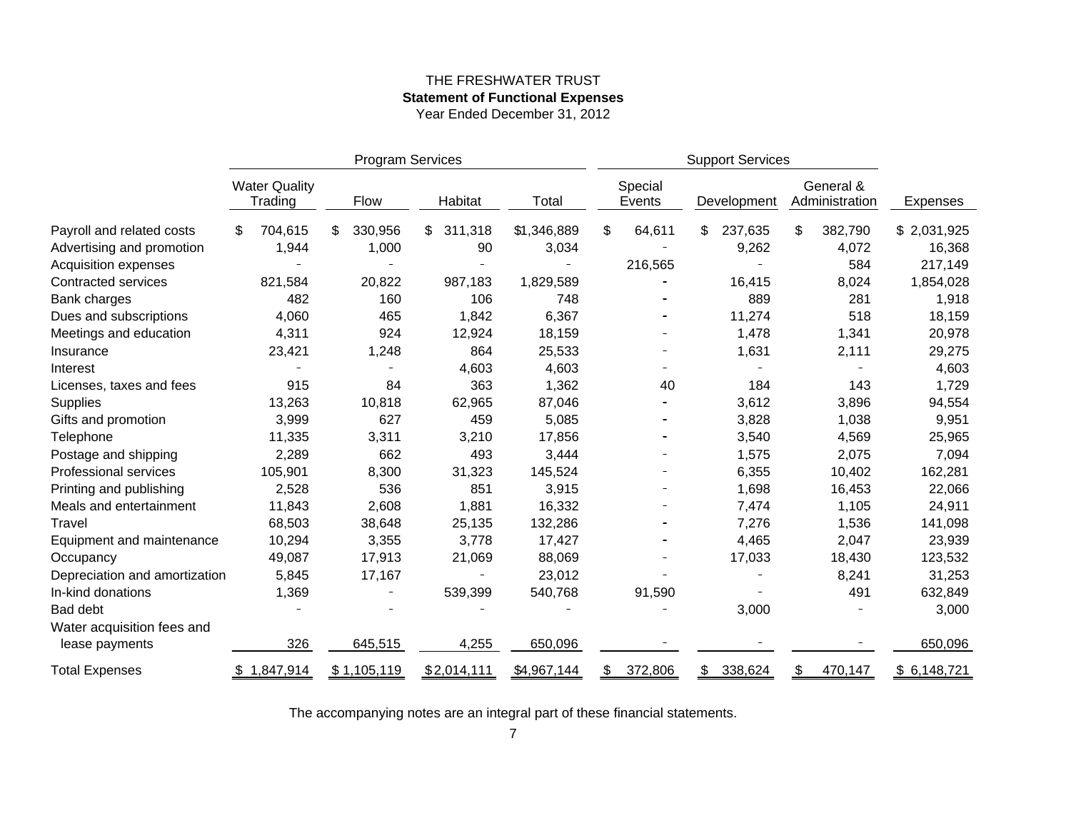THE FRESHWATER TRUST

**Statement of Functional Expenses**

Year Ended December 31, 2012

| | Program Services | | | | Support Services | | | |
|---|---|---|---|---|---|---|---|---|
| | Water Quality Trading | Flow | Habitat | Total | Special Events | Development | General & Administration | Expenses |
| Payroll and related costs | $ 704,615 | $ 330,956 | $ 311,318 | $1,346,889 | $ 64,611 | $ 237,635 | $ 382,790 | $ 2,031,925 |
| Advertising and promotion | 1,944 | 1,000 | 90 | 3,034 | - | 9,262 | 4,072 | 16,368 |
| Acquisition expenses | - | - | - | - | 216,565 | - | 584 | 217,149 |
| Contracted services | 821,584 | 20,822 | 987,183 | 1,829,589 | - | 16,415 | 8,024 | 1,854,028 |
| Bank charges | 482 | 160 | 106 | 748 | - | 889 | 281 | 1,918 |
| Dues and subscriptions | 4,060 | 465 | 1,842 | 6,367 | - | 11,274 | 518 | 18,159 |
| Meetings and education | 4,311 | 924 | 12,924 | 18,159 | - | 1,478 | 1,341 | 20,978 |
| Insurance | 23,421 | 1,248 | 864 | 25,533 | - | 1,631 | 2,111 | 29,275 |
| Interest | - | - | 4,603 | 4,603 | - | - | - | 4,603 |
| Licenses, taxes and fees | 915 | 84 | 363 | 1,362 | 40 | 184 | 143 | 1,729 |
| Supplies | 13,263 | 10,818 | 62,965 | 87,046 | - | 3,612 | 3,896 | 94,554 |
| Gifts and promotion | 3,999 | 627 | 459 | 5,085 | - | 3,828 | 1,038 | 9,951 |
| Telephone | 11,335 | 3,311 | 3,210 | 17,856 | - | 3,540 | 4,569 | 25,965 |
| Postage and shipping | 2,289 | 662 | 493 | 3,444 | - | 1,575 | 2,075 | 7,094 |
| Professional services | 105,901 | 8,300 | 31,323 | 145,524 | - | 6,355 | 10,402 | 162,281 |
| Printing and publishing | 2,528 | 536 | 851 | 3,915 | - | 1,698 | 16,453 | 22,066 |
| Meals and entertainment | 11,843 | 2,608 | 1,881 | 16,332 | - | 7,474 | 1,105 | 24,911 |
| Travel | 68,503 | 38,648 | 25,135 | 132,286 | - | 7,276 | 1,536 | 141,098 |
| Equipment and maintenance | 10,294 | 3,355 | 3,778 | 17,427 | - | 4,465 | 2,047 | 23,939 |
| Occupancy | 49,087 | 17,913 | 21,069 | 88,069 | - | 17,033 | 18,430 | 123,532 |
| Depreciation and amortization | 5,845 | 17,167 | - | 23,012 | - | - | 8,241 | 31,253 |
| In-kind donations | 1,369 | - | 539,399 | 540,768 | 91,590 | - | 491 | 632,849 |
| Bad debt | - | - | - | - | - | 3,000 | - | 3,000 |
| Water acquisition fees and lease payments | 326 | 645,515 | 4,255 | 650,096 | - | - | - | 650,096 |
| Total Expenses | $ 1,847,914 | $ 1,105,119 | $ 2,014,111 | $4,967,144 | $ 372,806 | $ 338,624 | $ 470,147 | $ 6,148,721 |

The accompanying notes are an integral part of these financial statements.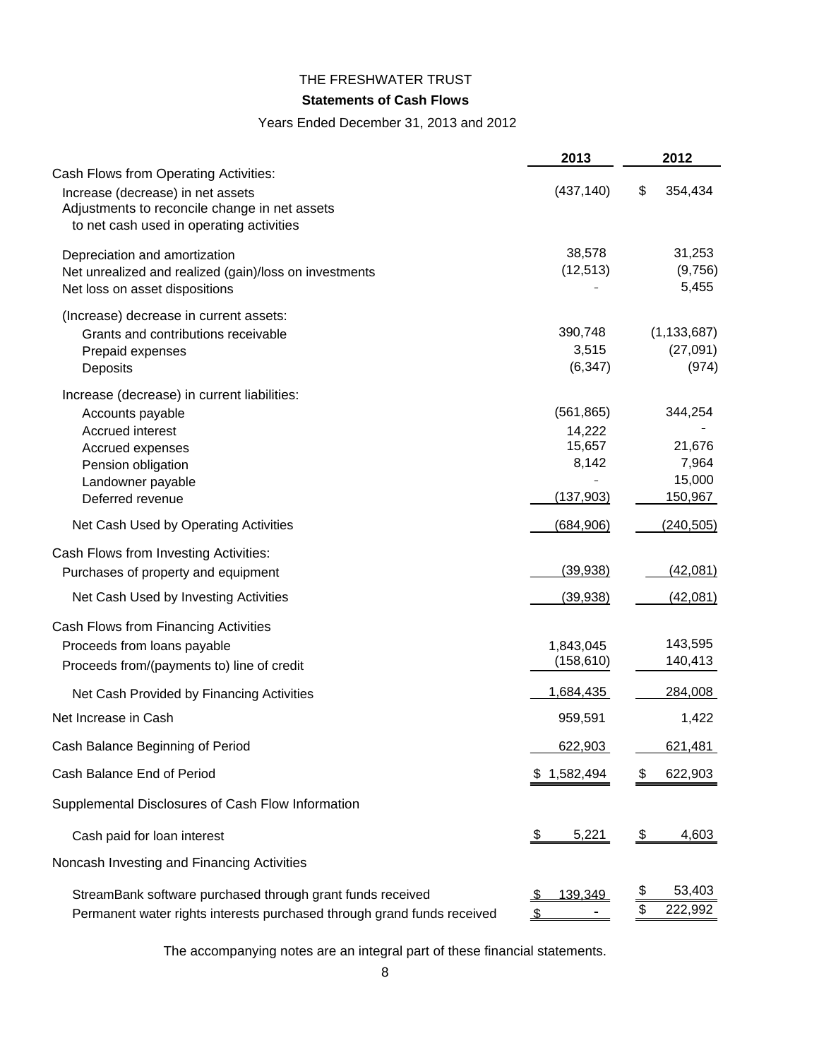THE FRESHWATER TRUST

**Statements of Cash Flows**

Years Ended December 31, 2013 and 2012

| | 2013 | 2012 |
|---|---|---|
| Cash Flows from Operating Activities: | | |
| Increase (decrease) in net assets | (437,140) | $ 354,434 |
| Adjustments to reconcile change in net assets to net cash used in operating activities | | |
| Depreciation and amortization | 38,578 | 31,253 |
| Net unrealized and realized (gain)/loss on investments | (12,513) | (9,756) |
| Net loss on asset dispositions | - | 5,455 |
| (Increase) decrease in current assets: | | |
| Grants and contributions receivable | 390,748 | (1,133,687) |
| Prepaid expenses | 3,515 | (27,091) |
| Deposits | (6,347) | (974) |
| Increase (decrease) in current liabilities: | | |
| Accounts payable | (561,865) | 344,254 |
| Accrued interest | 14,222 | - |
| Accrued expenses | 15,657 | 21,676 |
| Pension obligation | 8,142 | 7,964 |
| Landowner payable | - | 15,000 |
| Deferred revenue | (137,903) | 150,967 |
| Net Cash Used by Operating Activities | (684,906) | (240,505) |
| Cash Flows from Investing Activities: | | |
| Purchases of property and equipment | (39,938) | (42,081) |
| Net Cash Used by Investing Activities | (39,938) | (42,081) |
| Cash Flows from Financing Activities | | |
| Proceeds from loans payable | 1,843,045 | 143,595 |
| Proceeds from/(payments to) line of credit | (158,610) | 140,413 |
| Net Cash Provided by Financing Activities | 1,684,435 | 284,008 |
| Net Increase in Cash | 959,591 | 1,422 |
| Cash Balance Beginning of Period | 622,903 | 621,481 |
| Cash Balance End of Period | $ 1,582,494 | $ 622,903 |
| Supplemental Disclosures of Cash Flow Information | | |
| Cash paid for loan interest | $ 5,221 | $ 4,603 |
| Noncash Investing and Financing Activities | | |
| StreamBank software purchased through grant funds received | $ 139,349 | $ 53,403 |
| Permanent water rights interests purchased through grand funds received | $ - | $ 222,992 |

The accompanying notes are an integral part of these financial statements.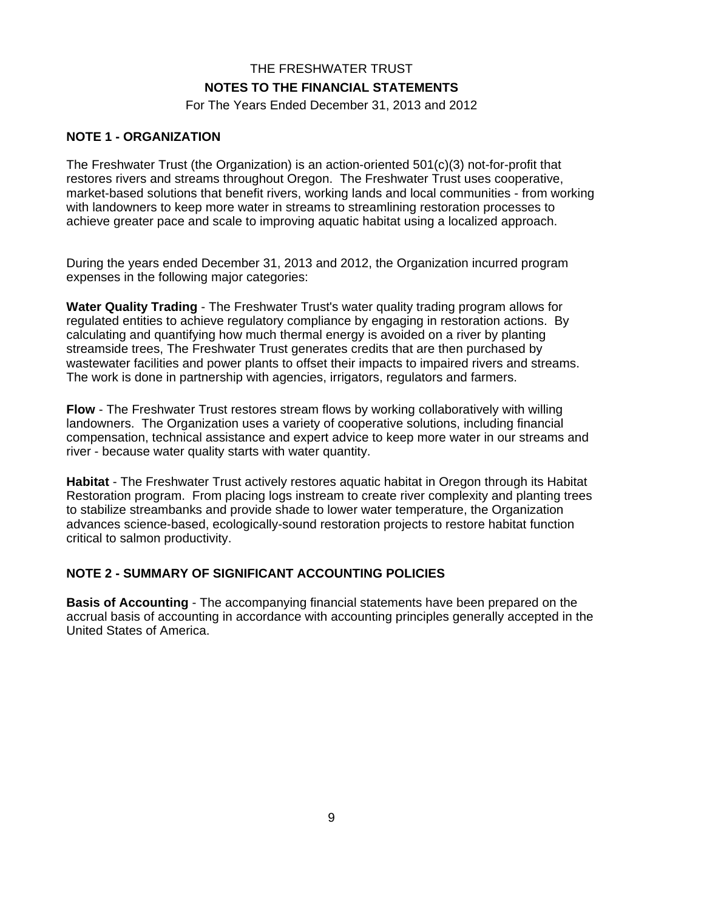THE FRESHWATER TRUST

**NOTES TO THE FINANCIAL STATEMENTS**

For The Years Ended December 31, 2013 and 2012

## NOTE 1 - ORGANIZATION

The Freshwater Trust (the Organization) is an action-oriented 501(c)(3) not-for-profit that restores rivers and streams throughout Oregon. The Freshwater Trust uses cooperative, market-based solutions that benefit rivers, working lands and local communities - from working with landowners to keep more water in streams to streamlining restoration processes to achieve greater pace and scale to improving aquatic habitat using a localized approach.

During the years ended December 31, 2013 and 2012, the Organization incurred program expenses in the following major categories:

**Water Quality Trading** - The Freshwater Trust's water quality trading program allows for regulated entities to achieve regulatory compliance by engaging in restoration actions. By calculating and quantifying how much thermal energy is avoided on a river by planting streamside trees, The Freshwater Trust generates credits that are then purchased by wastewater facilities and power plants to offset their impacts to impaired rivers and streams. The work is done in partnership with agencies, irrigators, regulators and farmers.

**Flow** - The Freshwater Trust restores stream flows by working collaboratively with willing landowners. The Organization uses a variety of cooperative solutions, including financial compensation, technical assistance and expert advice to keep more water in our streams and river - because water quality starts with water quantity.

**Habitat** - The Freshwater Trust actively restores aquatic habitat in Oregon through its Habitat Restoration program. From placing logs instream to create river complexity and planting trees to stabilize streambanks and provide shade to lower water temperature, the Organization advances science-based, ecologically-sound restoration projects to restore habitat function critical to salmon productivity.

## NOTE 2 - SUMMARY OF SIGNIFICANT ACCOUNTING POLICIES

**Basis of Accounting** - The accompanying financial statements have been prepared on the accrual basis of accounting in accordance with accounting principles generally accepted in the United States of America.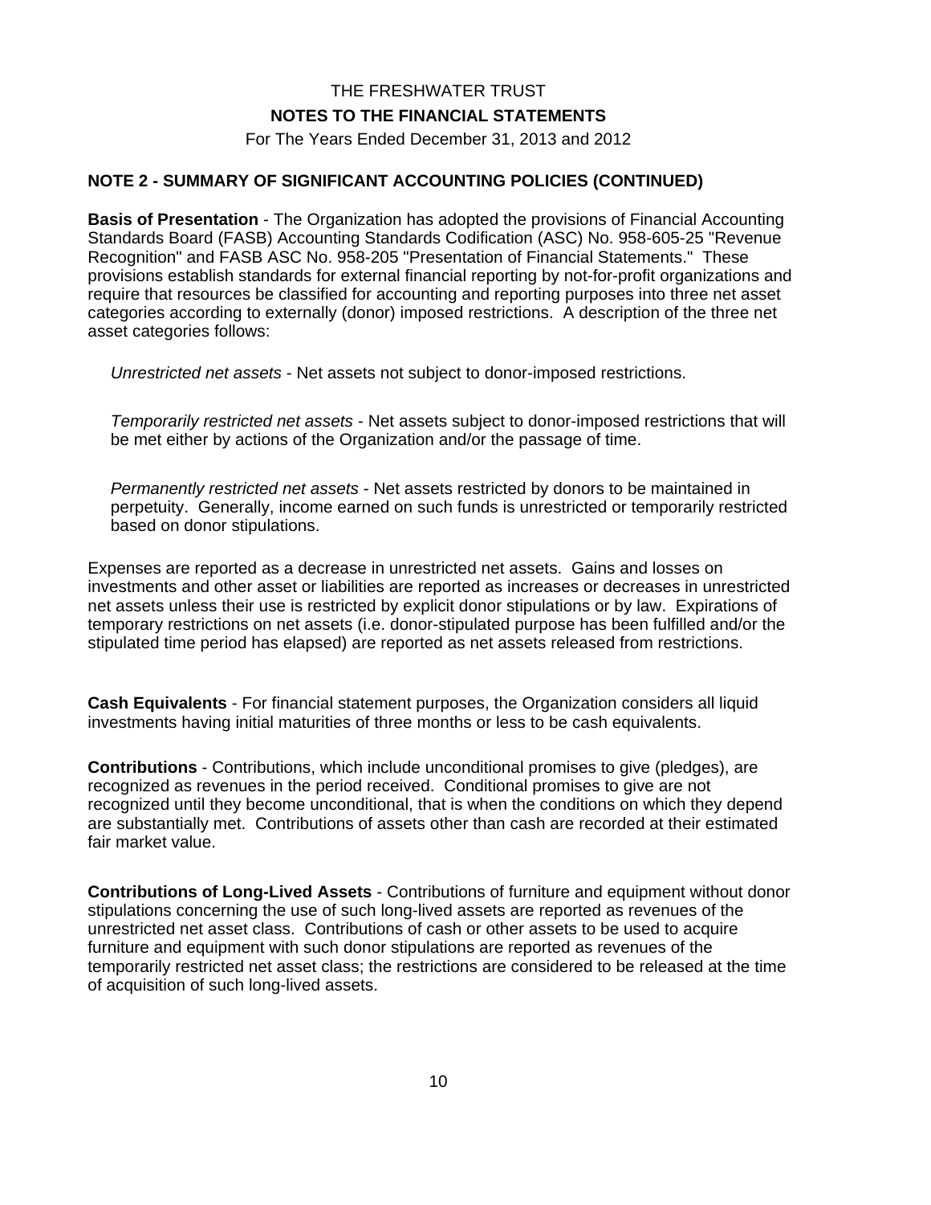THE FRESHWATER TRUST

**NOTES TO THE FINANCIAL STATEMENTS**

For The Years Ended December 31, 2013 and 2012

## NOTE 2 - SUMMARY OF SIGNIFICANT ACCOUNTING POLICIES (CONTINUED)

**Basis of Presentation** - The Organization has adopted the provisions of Financial Accounting Standards Board (FASB) Accounting Standards Codification (ASC) No. 958-605-25 "Revenue Recognition" and FASB ASC No. 958-205 "Presentation of Financial Statements." These provisions establish standards for external financial reporting by not-for-profit organizations and require that resources be classified for accounting and reporting purposes into three net asset categories according to externally (donor) imposed restrictions. A description of the three net asset categories follows:

*Unrestricted net assets* - Net assets not subject to donor-imposed restrictions.

*Temporarily restricted net assets* - Net assets subject to donor-imposed restrictions that will be met either by actions of the Organization and/or the passage of time.

*Permanently restricted net assets* - Net assets restricted by donors to be maintained in perpetuity. Generally, income earned on such funds is unrestricted or temporarily restricted based on donor stipulations.

Expenses are reported as a decrease in unrestricted net assets. Gains and losses on investments and other asset or liabilities are reported as increases or decreases in unrestricted net assets unless their use is restricted by explicit donor stipulations or by law. Expirations of temporary restrictions on net assets (i.e. donor-stipulated purpose has been fulfilled and/or the stipulated time period has elapsed) are reported as net assets released from restrictions.

**Cash Equivalents** - For financial statement purposes, the Organization considers all liquid investments having initial maturities of three months or less to be cash equivalents.

**Contributions** - Contributions, which include unconditional promises to give (pledges), are recognized as revenues in the period received. Conditional promises to give are not recognized until they become unconditional, that is when the conditions on which they depend are substantially met. Contributions of assets other than cash are recorded at their estimated fair market value.

**Contributions of Long-Lived Assets** - Contributions of furniture and equipment without donor stipulations concerning the use of such long-lived assets are reported as revenues of the unrestricted net asset class. Contributions of cash or other assets to be used to acquire furniture and equipment with such donor stipulations are reported as revenues of the temporarily restricted net asset class; the restrictions are considered to be released at the time of acquisition of such long-lived assets.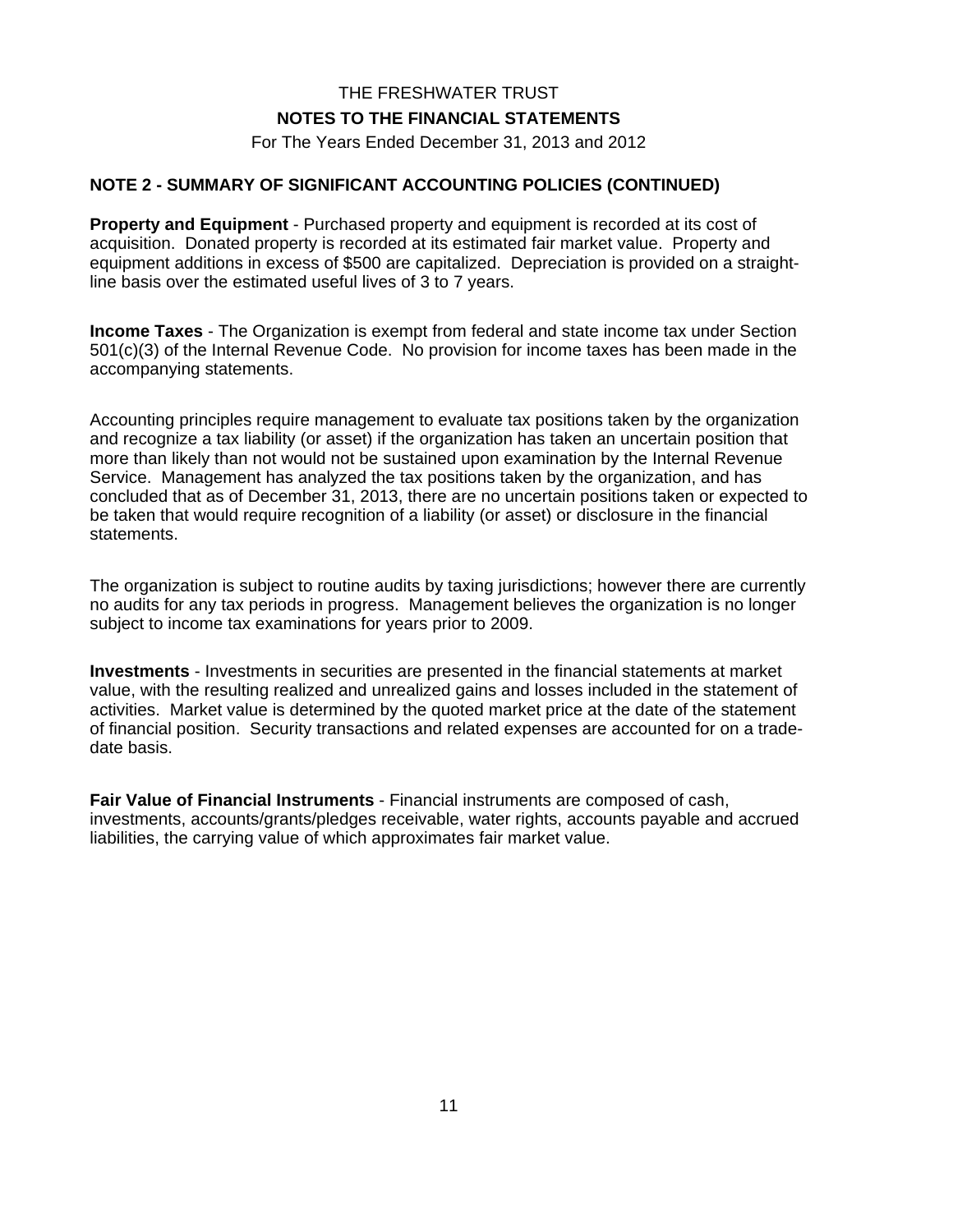THE FRESHWATER TRUST

**NOTES TO THE FINANCIAL STATEMENTS**

For The Years Ended December 31, 2013 and 2012

## NOTE 2 - SUMMARY OF SIGNIFICANT ACCOUNTING POLICIES (CONTINUED)

**Property and Equipment** - Purchased property and equipment is recorded at its cost of acquisition. Donated property is recorded at its estimated fair market value. Property and equipment additions in excess of $500 are capitalized. Depreciation is provided on a straight-line basis over the estimated useful lives of 3 to 7 years.

**Income Taxes** - The Organization is exempt from federal and state income tax under Section 501(c)(3) of the Internal Revenue Code. No provision for income taxes has been made in the accompanying statements.

Accounting principles require management to evaluate tax positions taken by the organization and recognize a tax liability (or asset) if the organization has taken an uncertain position that more than likely than not would not be sustained upon examination by the Internal Revenue Service. Management has analyzed the tax positions taken by the organization, and has concluded that as of December 31, 2013, there are no uncertain positions taken or expected to be taken that would require recognition of a liability (or asset) or disclosure in the financial statements.

The organization is subject to routine audits by taxing jurisdictions; however there are currently no audits for any tax periods in progress. Management believes the organization is no longer subject to income tax examinations for years prior to 2009.

**Investments** - Investments in securities are presented in the financial statements at market value, with the resulting realized and unrealized gains and losses included in the statement of activities. Market value is determined by the quoted market price at the date of the statement of financial position. Security transactions and related expenses are accounted for on a trade-date basis.

**Fair Value of Financial Instruments** - Financial instruments are composed of cash, investments, accounts/grants/pledges receivable, water rights, accounts payable and accrued liabilities, the carrying value of which approximates fair market value.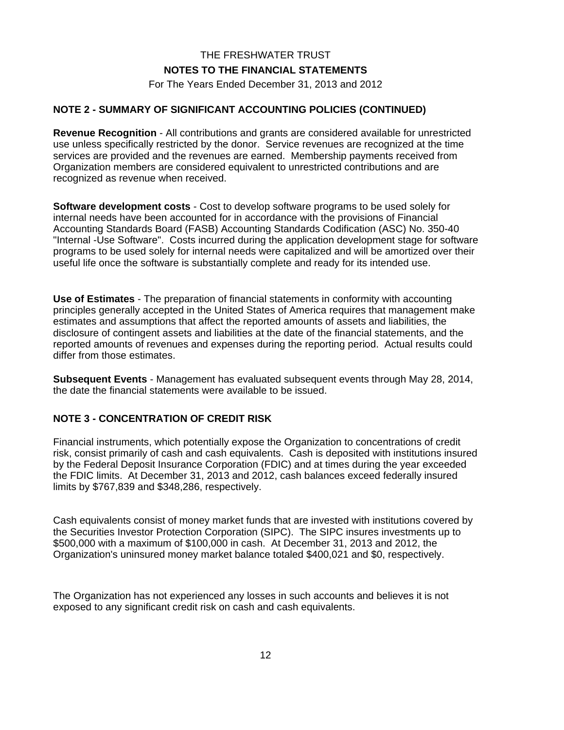## NOTE 2 - SUMMARY OF SIGNIFICANT ACCOUNTING POLICIES (CONTINUED)

**Revenue Recognition** - All contributions and grants are considered available for unrestricted use unless specifically restricted by the donor. Service revenues are recognized at the time services are provided and the revenues are earned. Membership payments received from Organization members are considered equivalent to unrestricted contributions and are recognized as revenue when received.

**Software development costs** - Cost to develop software programs to be used solely for internal needs have been accounted for in accordance with the provisions of Financial Accounting Standards Board (FASB) Accounting Standards Codification (ASC) No. 350-40 "Internal -Use Software". Costs incurred during the application development stage for software programs to be used solely for internal needs were capitalized and will be amortized over their useful life once the software is substantially complete and ready for its intended use.

**Use of Estimates** - The preparation of financial statements in conformity with accounting principles generally accepted in the United States of America requires that management make estimates and assumptions that affect the reported amounts of assets and liabilities, the disclosure of contingent assets and liabilities at the date of the financial statements, and the reported amounts of revenues and expenses during the reporting period. Actual results could differ from those estimates.

**Subsequent Events** - Management has evaluated subsequent events through May 28, 2014, the date the financial statements were available to be issued.

## NOTE 3 - CONCENTRATION OF CREDIT RISK

Financial instruments, which potentially expose the Organization to concentrations of credit risk, consist primarily of cash and cash equivalents. Cash is deposited with institutions insured by the Federal Deposit Insurance Corporation (FDIC) and at times during the year exceeded the FDIC limits. At December 31, 2013 and 2012, cash balances exceed federally insured limits by $767,839 and $348,286, respectively.

Cash equivalents consist of money market funds that are invested with institutions covered by the Securities Investor Protection Corporation (SIPC). The SIPC insures investments up to $500,000 with a maximum of $100,000 in cash. At December 31, 2013 and 2012, the Organization's uninsured money market balance totaled $400,021 and $0, respectively.

The Organization has not experienced any losses in such accounts and believes it is not exposed to any significant credit risk on cash and cash equivalents.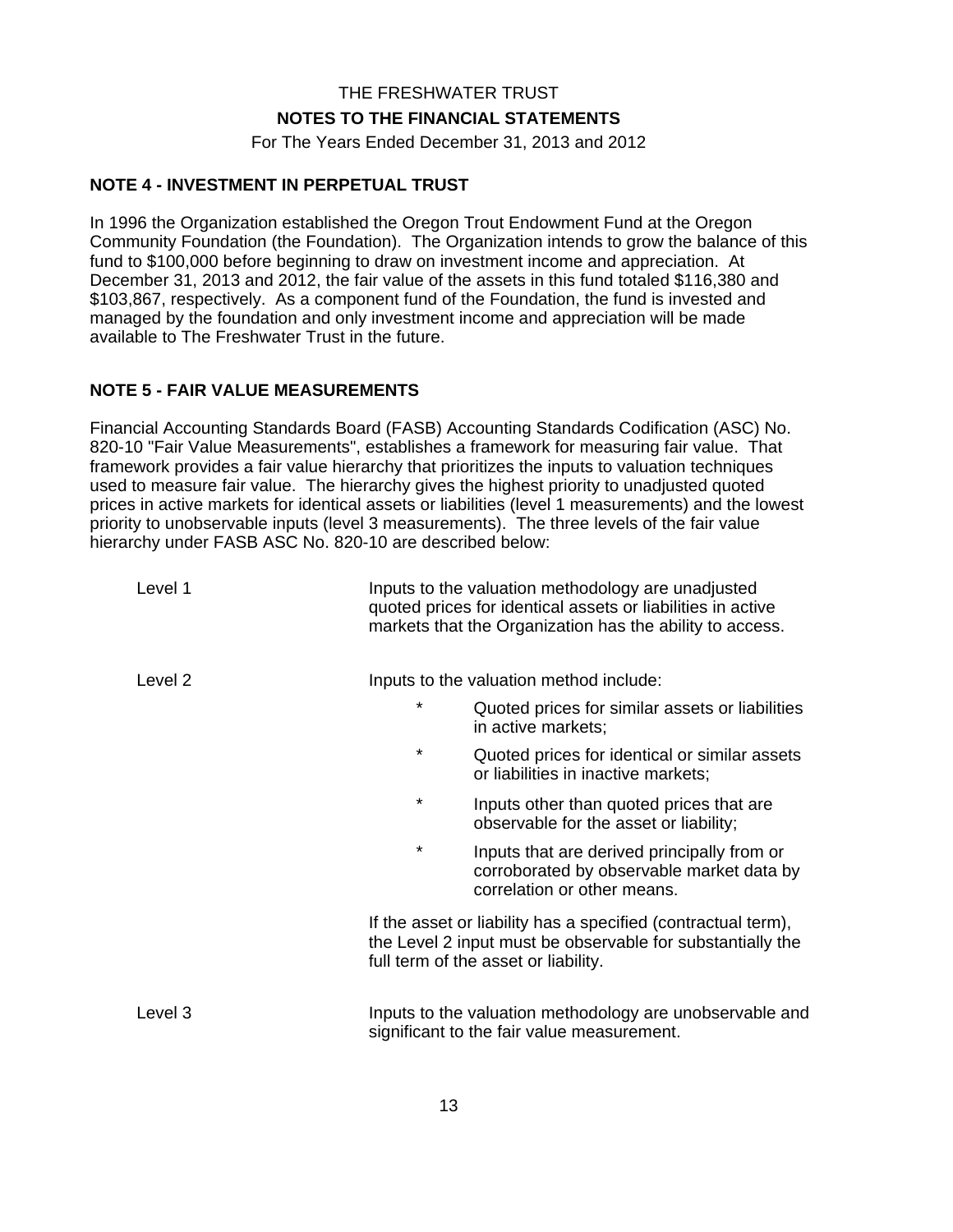# THE FRESHWATER TRUST

## NOTES TO THE FINANCIAL STATEMENTS

For The Years Ended December 31, 2013 and 2012

### NOTE 4 - INVESTMENT IN PERPETUAL TRUST

In 1996 the Organization established the Oregon Trout Endowment Fund at the Oregon Community Foundation (the Foundation). The Organization intends to grow the balance of this fund to $100,000 before beginning to draw on investment income and appreciation. At December 31, 2013 and 2012, the fair value of the assets in this fund totaled $116,380 and $103,867, respectively. As a component fund of the Foundation, the fund is invested and managed by the foundation and only investment income and appreciation will be made available to The Freshwater Trust in the future.

### NOTE 5 - FAIR VALUE MEASUREMENTS

Financial Accounting Standards Board (FASB) Accounting Standards Codification (ASC) No. 820-10 "Fair Value Measurements", establishes a framework for measuring fair value. That framework provides a fair value hierarchy that prioritizes the inputs to valuation techniques used to measure fair value. The hierarchy gives the highest priority to unadjusted quoted prices in active markets for identical assets or liabilities (level 1 measurements) and the lowest priority to unobservable inputs (level 3 measurements). The three levels of the fair value hierarchy under FASB ASC No. 820-10 are described below:

**Level 1** — Inputs to the valuation methodology are unadjusted quoted prices for identical assets or liabilities in active markets that the Organization has the ability to access.

**Level 2** — Inputs to the valuation method include:

- Quoted prices for similar assets or liabilities in active markets;
- Quoted prices for identical or similar assets or liabilities in inactive markets;
- Inputs other than quoted prices that are observable for the asset or liability;
- Inputs that are derived principally from or corroborated by observable market data by correlation or other means.

If the asset or liability has a specified (contractual term), the Level 2 input must be observable for substantially the full term of the asset or liability.

**Level 3** — Inputs to the valuation methodology are unobservable and significant to the fair value measurement.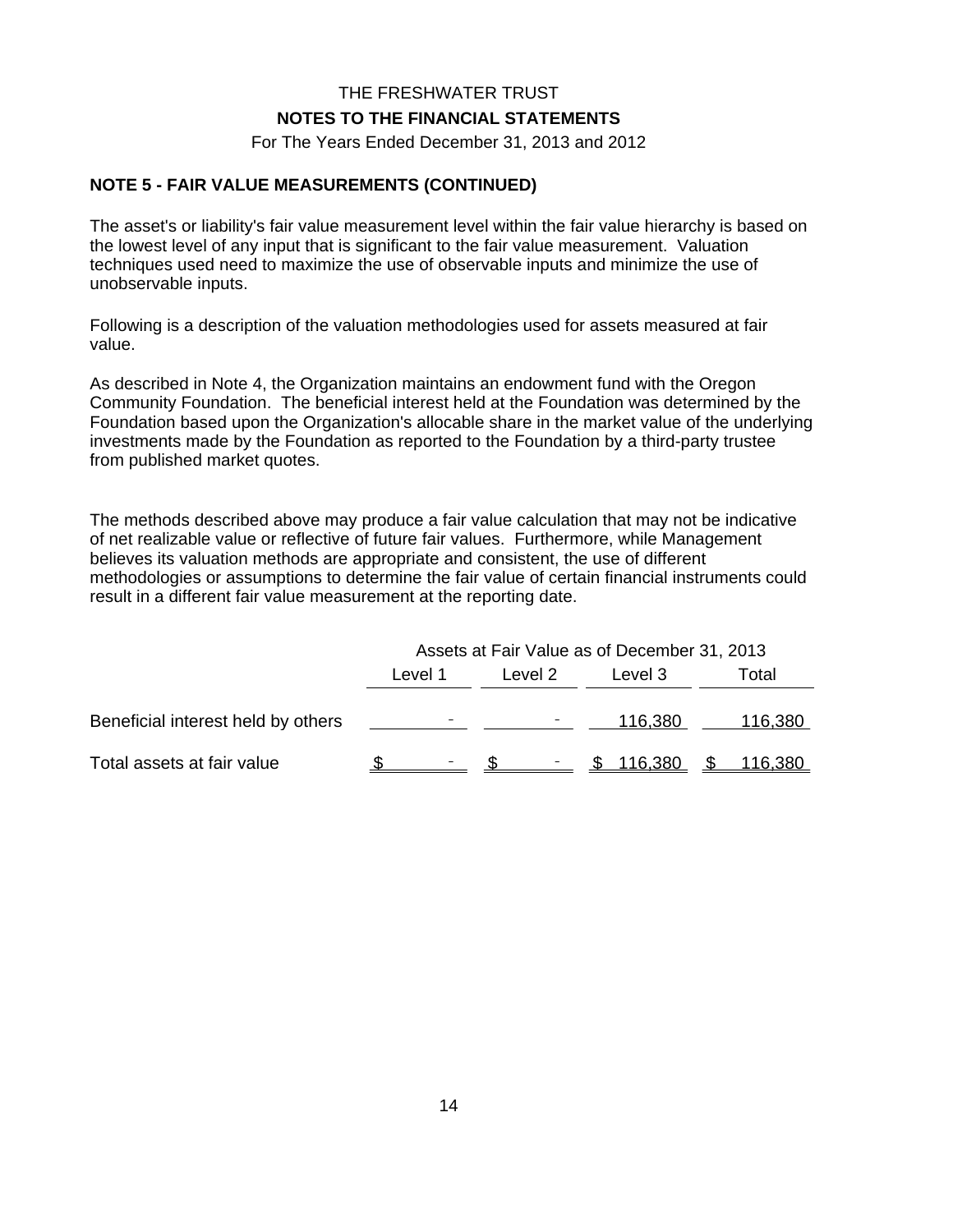THE FRESHWATER TRUST

**NOTES TO THE FINANCIAL STATEMENTS**

For The Years Ended December 31, 2013 and 2012

**NOTE 5 - FAIR VALUE MEASUREMENTS (CONTINUED)**

The asset's or liability's fair value measurement level within the fair value hierarchy is based on the lowest level of any input that is significant to the fair value measurement. Valuation techniques used need to maximize the use of observable inputs and minimize the use of unobservable inputs.

Following is a description of the valuation methodologies used for assets measured at fair value.

As described in Note 4, the Organization maintains an endowment fund with the Oregon Community Foundation. The beneficial interest held at the Foundation was determined by the Foundation based upon the Organization's allocable share in the market value of the underlying investments made by the Foundation as reported to the Foundation by a third-party trustee from published market quotes.

The methods described above may produce a fair value calculation that may not be indicative of net realizable value or reflective of future fair values. Furthermore, while Management believes its valuation methods are appropriate and consistent, the use of different methodologies or assumptions to determine the fair value of certain financial instruments could result in a different fair value measurement at the reporting date.

| | Assets at Fair Value as of December 31, 2013 | | | |
|---|---|---|---|---|
| | Level 1 | Level 2 | Level 3 | Total |
| Beneficial interest held by others | - | - | 116,380 | 116,380 |
| Total assets at fair value | $ - | $ - | $ 116,380 | $ 116,380 |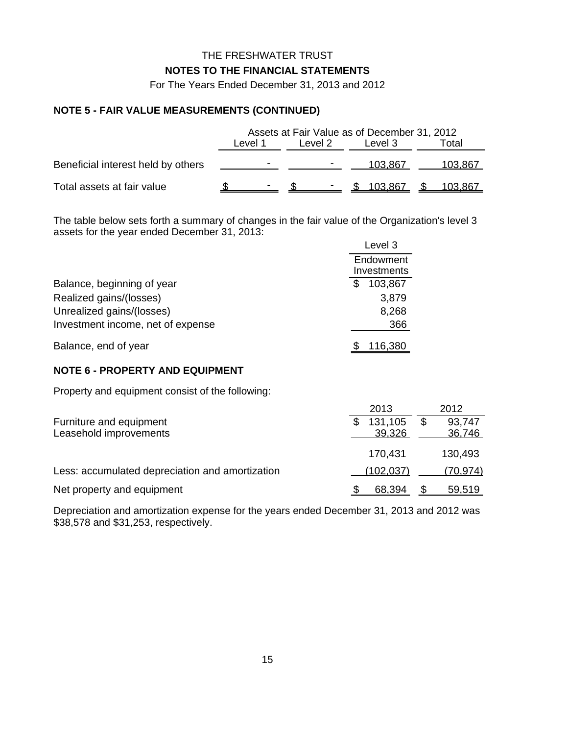THE FRESHWATER TRUST

**NOTES TO THE FINANCIAL STATEMENTS**

For The Years Ended December 31, 2013 and 2012

## NOTE 5 - FAIR VALUE MEASUREMENTS (CONTINUED)

| | Assets at Fair Value as of December 31, 2012 | | | |
|---|---|---|---|---|
| | Level 1 | Level 2 | Level 3 | Total |
| Beneficial interest held by others | - | - | 103,867 | 103,867 |
| Total assets at fair value | $ - | $ - | $ 103,867 | $ 103,867 |

The table below sets forth a summary of changes in the fair value of the Organization's level 3 assets for the year ended December 31, 2013:

| | Level 3 |
|---|---|
| | Endowment Investments |
| Balance, beginning of year | $ 103,867 |
| Realized gains/(losses) | 3,879 |
| Unrealized gains/(losses) | 8,268 |
| Investment income, net of expense | 366 |
| Balance, end of year | $ 116,380 |

## NOTE 6 - PROPERTY AND EQUIPMENT

Property and equipment consist of the following:

| | 2013 | 2012 |
|---|---|---|
| Furniture and equipment | $ 131,105 | $ 93,747 |
| Leasehold improvements | 39,326 | 36,746 |
| | 170,431 | 130,493 |
| Less: accumulated depreciation and amortization | (102,037) | (70,974) |
| Net property and equipment | $ 68,394 | $ 59,519 |

Depreciation and amortization expense for the years ended December 31, 2013 and 2012 was $38,578 and $31,253, respectively.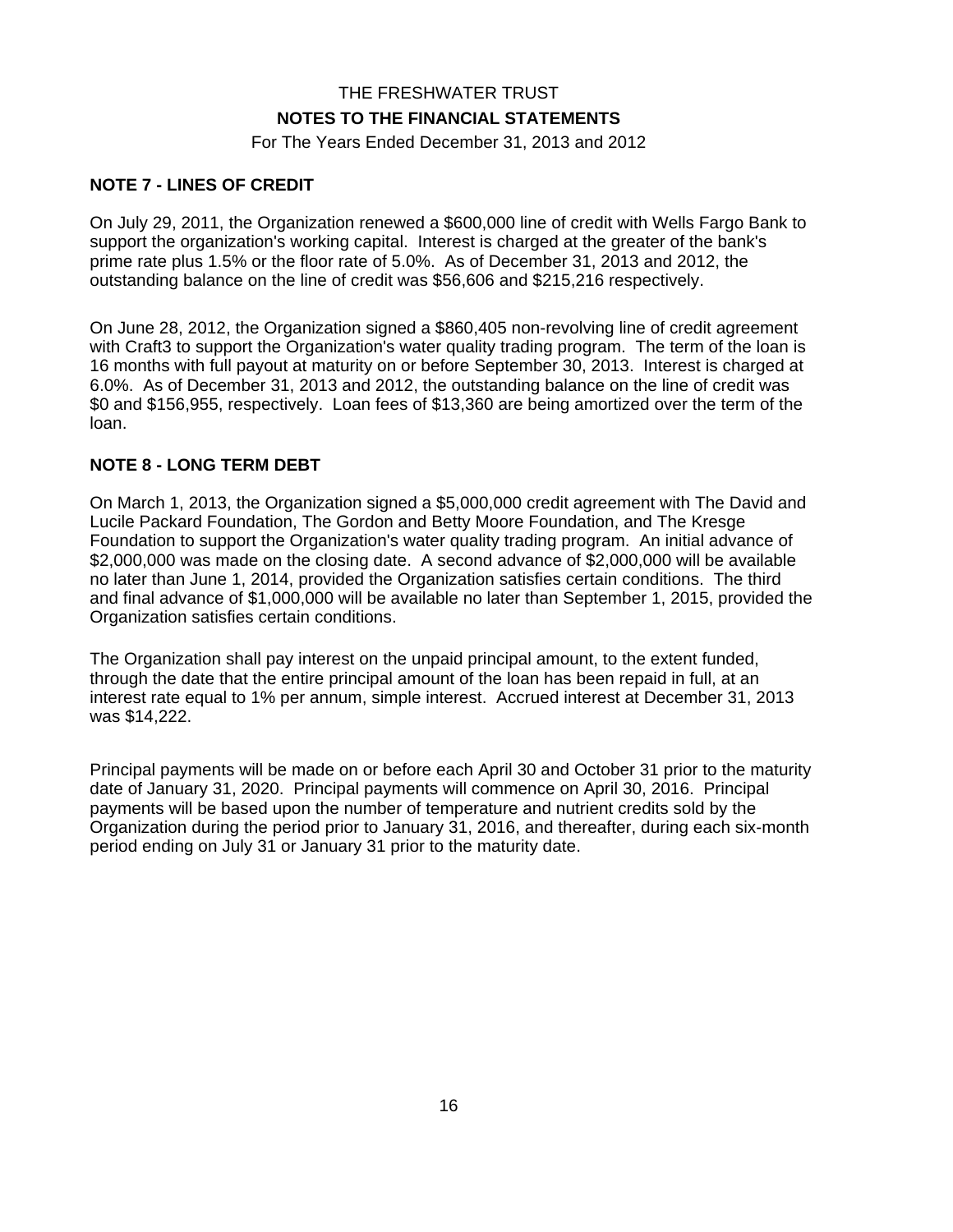THE FRESHWATER TRUST

**NOTES TO THE FINANCIAL STATEMENTS**

For The Years Ended December 31, 2013 and 2012

## NOTE 7 - LINES OF CREDIT

On July 29, 2011, the Organization renewed a $600,000 line of credit with Wells Fargo Bank to support the organization's working capital. Interest is charged at the greater of the bank's prime rate plus 1.5% or the floor rate of 5.0%. As of December 31, 2013 and 2012, the outstanding balance on the line of credit was $56,606 and $215,216 respectively.

On June 28, 2012, the Organization signed a $860,405 non-revolving line of credit agreement with Craft3 to support the Organization's water quality trading program. The term of the loan is 16 months with full payout at maturity on or before September 30, 2013. Interest is charged at 6.0%. As of December 31, 2013 and 2012, the outstanding balance on the line of credit was $0 and $156,955, respectively. Loan fees of $13,360 are being amortized over the term of the loan.

## NOTE 8 - LONG TERM DEBT

On March 1, 2013, the Organization signed a $5,000,000 credit agreement with The David and Lucile Packard Foundation, The Gordon and Betty Moore Foundation, and The Kresge Foundation to support the Organization's water quality trading program. An initial advance of $2,000,000 was made on the closing date. A second advance of $2,000,000 will be available no later than June 1, 2014, provided the Organization satisfies certain conditions. The third and final advance of $1,000,000 will be available no later than September 1, 2015, provided the Organization satisfies certain conditions.

The Organization shall pay interest on the unpaid principal amount, to the extent funded, through the date that the entire principal amount of the loan has been repaid in full, at an interest rate equal to 1% per annum, simple interest. Accrued interest at December 31, 2013 was $14,222.

Principal payments will be made on or before each April 30 and October 31 prior to the maturity date of January 31, 2020. Principal payments will commence on April 30, 2016. Principal payments will be based upon the number of temperature and nutrient credits sold by the Organization during the period prior to January 31, 2016, and thereafter, during each six-month period ending on July 31 or January 31 prior to the maturity date.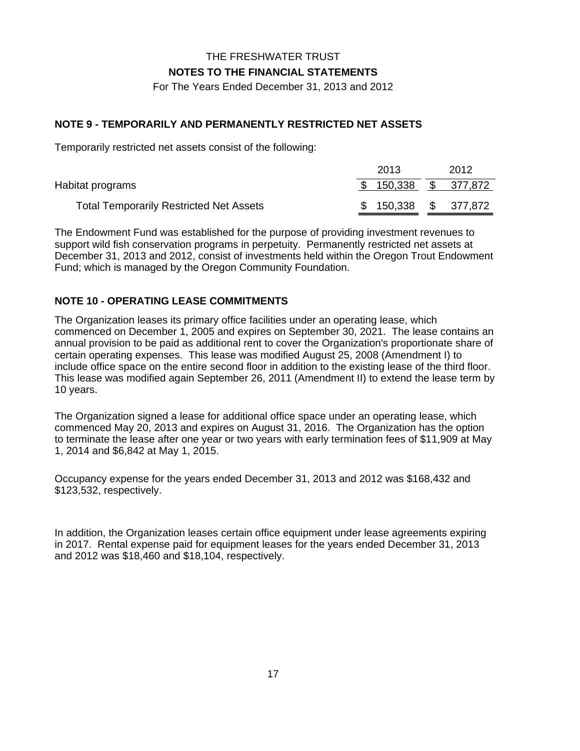# THE FRESHWATER TRUST

## NOTES TO THE FINANCIAL STATEMENTS

For The Years Ended December 31, 2013 and 2012

### NOTE 9 - TEMPORARILY AND PERMANENTLY RESTRICTED NET ASSETS

Temporarily restricted net assets consist of the following:

| | 2013 | 2012 |
|---|---|---|
| Habitat programs | $ 150,338 | $ 377,872 |
| Total Temporarily Restricted Net Assets | $ 150,338 | $ 377,872 |

The Endowment Fund was established for the purpose of providing investment revenues to support wild fish conservation programs in perpetuity. Permanently restricted net assets at December 31, 2013 and 2012, consist of investments held within the Oregon Trout Endowment Fund; which is managed by the Oregon Community Foundation.

### NOTE 10 - OPERATING LEASE COMMITMENTS

The Organization leases its primary office facilities under an operating lease, which commenced on December 1, 2005 and expires on September 30, 2021. The lease contains an annual provision to be paid as additional rent to cover the Organization's proportionate share of certain operating expenses. This lease was modified August 25, 2008 (Amendment I) to include office space on the entire second floor in addition to the existing lease of the third floor. This lease was modified again September 26, 2011 (Amendment II) to extend the lease term by 10 years.

The Organization signed a lease for additional office space under an operating lease, which commenced May 20, 2013 and expires on August 31, 2016. The Organization has the option to terminate the lease after one year or two years with early termination fees of $11,909 at May 1, 2014 and $6,842 at May 1, 2015.

Occupancy expense for the years ended December 31, 2013 and 2012 was $168,432 and $123,532, respectively.

In addition, the Organization leases certain office equipment under lease agreements expiring in 2017. Rental expense paid for equipment leases for the years ended December 31, 2013 and 2012 was $18,460 and $18,104, respectively.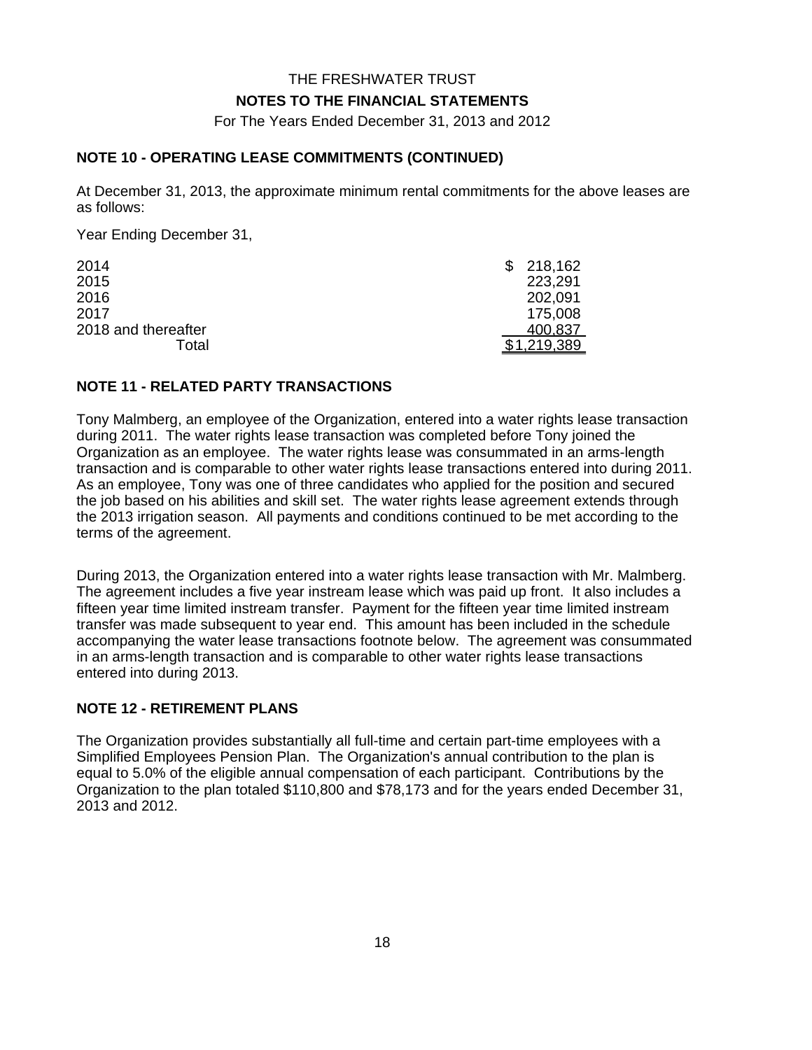THE FRESHWATER TRUST

**NOTES TO THE FINANCIAL STATEMENTS**

For The Years Ended December 31, 2013 and 2012

### NOTE 10 - OPERATING LEASE COMMITMENTS (CONTINUED)

At December 31, 2013, the approximate minimum rental commitments for the above leases are as follows:

Year Ending December 31,

| | |
|---|---|
| 2014 | $ 218,162 |
| 2015 | 223,291 |
| 2016 | 202,091 |
| 2017 | 175,008 |
| 2018 and thereafter | 400,837 |
| Total | $1,219,389 |

### NOTE 11 - RELATED PARTY TRANSACTIONS

Tony Malmberg, an employee of the Organization, entered into a water rights lease transaction during 2011. The water rights lease transaction was completed before Tony joined the Organization as an employee. The water rights lease was consummated in an arms-length transaction and is comparable to other water rights lease transactions entered into during 2011. As an employee, Tony was one of three candidates who applied for the position and secured the job based on his abilities and skill set. The water rights lease agreement extends through the 2013 irrigation season. All payments and conditions continued to be met according to the terms of the agreement.

During 2013, the Organization entered into a water rights lease transaction with Mr. Malmberg. The agreement includes a five year instream lease which was paid up front. It also includes a fifteen year time limited instream transfer. Payment for the fifteen year time limited instream transfer was made subsequent to year end. This amount has been included in the schedule accompanying the water lease transactions footnote below. The agreement was consummated in an arms-length transaction and is comparable to other water rights lease transactions entered into during 2013.

### NOTE 12 - RETIREMENT PLANS

The Organization provides substantially all full-time and certain part-time employees with a Simplified Employees Pension Plan. The Organization's annual contribution to the plan is equal to 5.0% of the eligible annual compensation of each participant. Contributions by the Organization to the plan totaled $110,800 and $78,173 and for the years ended December 31, 2013 and 2012.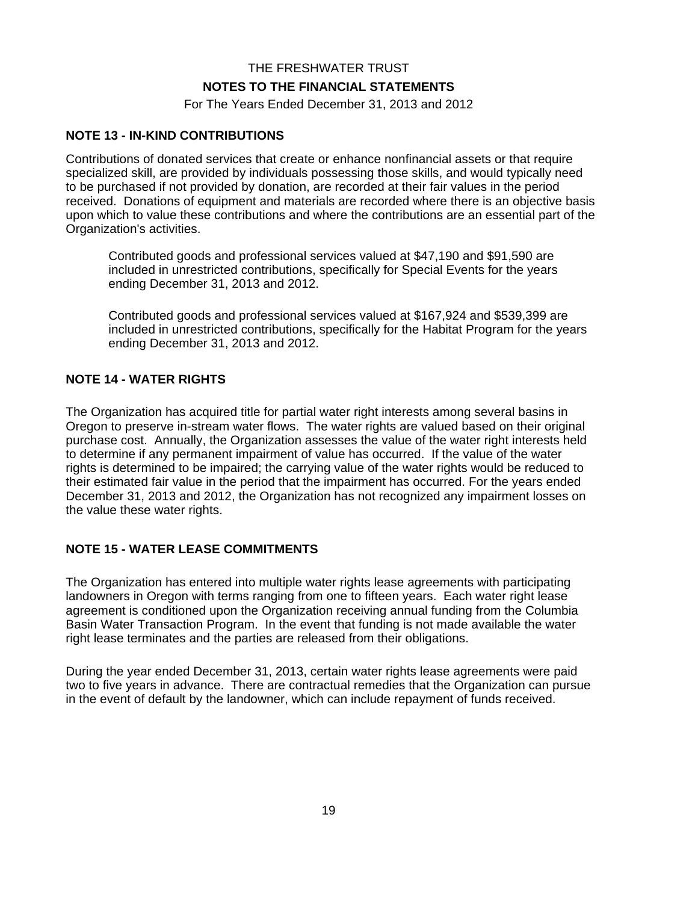THE FRESHWATER TRUST

**NOTES TO THE FINANCIAL STATEMENTS**

For The Years Ended December 31, 2013 and 2012

### NOTE 13 - IN-KIND CONTRIBUTIONS

Contributions of donated services that create or enhance nonfinancial assets or that require specialized skill, are provided by individuals possessing those skills, and would typically need to be purchased if not provided by donation, are recorded at their fair values in the period received. Donations of equipment and materials are recorded where there is an objective basis upon which to value these contributions and where the contributions are an essential part of the Organization's activities.

Contributed goods and professional services valued at $47,190 and $91,590 are included in unrestricted contributions, specifically for Special Events for the years ending December 31, 2013 and 2012.

Contributed goods and professional services valued at $167,924 and $539,399 are included in unrestricted contributions, specifically for the Habitat Program for the years ending December 31, 2013 and 2012.

### NOTE 14 - WATER RIGHTS

The Organization has acquired title for partial water right interests among several basins in Oregon to preserve in-stream water flows. The water rights are valued based on their original purchase cost. Annually, the Organization assesses the value of the water right interests held to determine if any permanent impairment of value has occurred. If the value of the water rights is determined to be impaired; the carrying value of the water rights would be reduced to their estimated fair value in the period that the impairment has occurred. For the years ended December 31, 2013 and 2012, the Organization has not recognized any impairment losses on the value these water rights.

### NOTE 15 - WATER LEASE COMMITMENTS

The Organization has entered into multiple water rights lease agreements with participating landowners in Oregon with terms ranging from one to fifteen years. Each water right lease agreement is conditioned upon the Organization receiving annual funding from the Columbia Basin Water Transaction Program. In the event that funding is not made available the water right lease terminates and the parties are released from their obligations.

During the year ended December 31, 2013, certain water rights lease agreements were paid two to five years in advance. There are contractual remedies that the Organization can pursue in the event of default by the landowner, which can include repayment of funds received.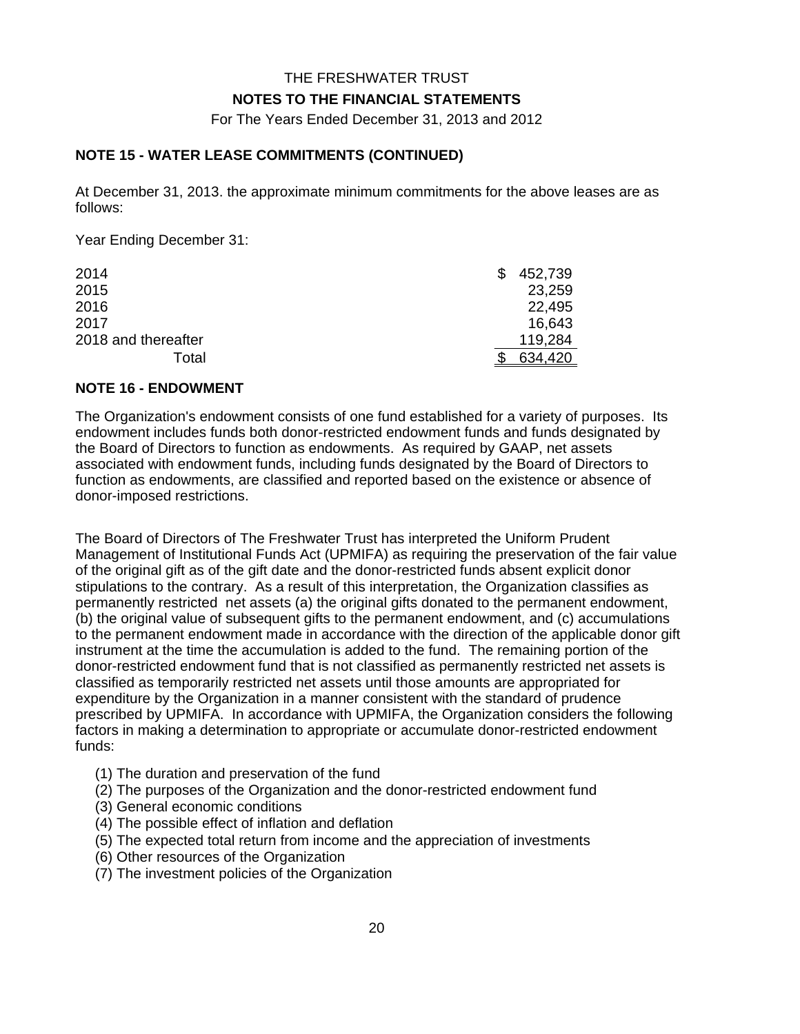THE FRESHWATER TRUST

**NOTES TO THE FINANCIAL STATEMENTS**

For The Years Ended December 31, 2013 and 2012

## NOTE 15 - WATER LEASE COMMITMENTS (CONTINUED)

At December 31, 2013. the approximate minimum commitments for the above leases are as follows:

Year Ending December 31:

| | |
|---|---|
| 2014 | $ 452,739 |
| 2015 | 23,259 |
| 2016 | 22,495 |
| 2017 | 16,643 |
| 2018 and thereafter | 119,284 |
| Total | $ 634,420 |

## NOTE 16 - ENDOWMENT

The Organization's endowment consists of one fund established for a variety of purposes. Its endowment includes funds both donor-restricted endowment funds and funds designated by the Board of Directors to function as endowments. As required by GAAP, net assets associated with endowment funds, including funds designated by the Board of Directors to function as endowments, are classified and reported based on the existence or absence of donor-imposed restrictions.

The Board of Directors of The Freshwater Trust has interpreted the Uniform Prudent Management of Institutional Funds Act (UPMIFA) as requiring the preservation of the fair value of the original gift as of the gift date and the donor-restricted funds absent explicit donor stipulations to the contrary. As a result of this interpretation, the Organization classifies as permanently restricted net assets (a) the original gifts donated to the permanent endowment, (b) the original value of subsequent gifts to the permanent endowment, and (c) accumulations to the permanent endowment made in accordance with the direction of the applicable donor gift instrument at the time the accumulation is added to the fund. The remaining portion of the donor-restricted endowment fund that is not classified as permanently restricted net assets is classified as temporarily restricted net assets until those amounts are appropriated for expenditure by the Organization in a manner consistent with the standard of prudence prescribed by UPMIFA. In accordance with UPMIFA, the Organization considers the following factors in making a determination to appropriate or accumulate donor-restricted endowment funds:

(1) The duration and preservation of the fund
(2) The purposes of the Organization and the donor-restricted endowment fund
(3) General economic conditions
(4) The possible effect of inflation and deflation
(5) The expected total return from income and the appreciation of investments
(6) Other resources of the Organization
(7) The investment policies of the Organization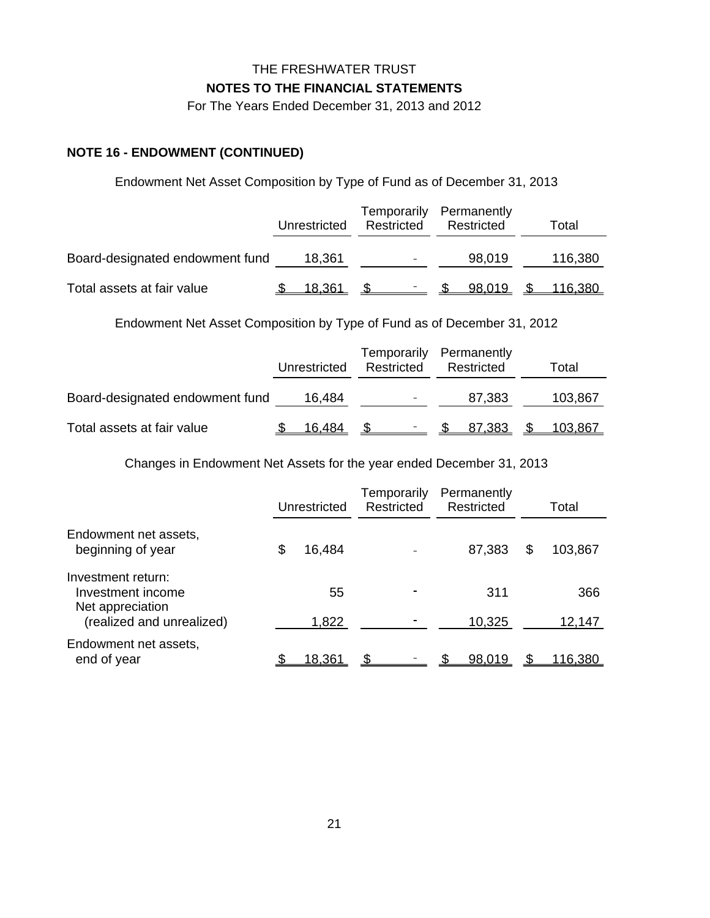THE FRESHWATER TRUST

**NOTES TO THE FINANCIAL STATEMENTS**

For The Years Ended December 31, 2013 and 2012

## NOTE 16 - ENDOWMENT (CONTINUED)

Endowment Net Asset Composition by Type of Fund as of December 31, 2013

| | Unrestricted | Temporarily Restricted | Permanently Restricted | Total |
|---|---|---|---|---|
| Board-designated endowment fund | 18,361 | - | 98,019 | 116,380 |
| Total assets at fair value | $ 18,361 | $ - | $ 98,019 | $ 116,380 |

Endowment Net Asset Composition by Type of Fund as of December 31, 2012

| | Unrestricted | Temporarily Restricted | Permanently Restricted | Total |
|---|---|---|---|---|
| Board-designated endowment fund | 16,484 | - | 87,383 | 103,867 |
| Total assets at fair value | $ 16,484 | $ - | $ 87,383 | $ 103,867 |

Changes in Endowment Net Assets for the year ended December 31, 2013

| | Unrestricted | Temporarily Restricted | Permanently Restricted | Total |
|---|---|---|---|---|
| Endowment net assets, beginning of year | $ 16,484 | - | 87,383 | $ 103,867 |
| Investment return: | | | | |
| Investment income | 55 | - | 311 | 366 |
| Net appreciation (realized and unrealized) | 1,822 | - | 10,325 | 12,147 |
| Endowment net assets, end of year | $ 18,361 | $ - | $ 98,019 | $ 116,380 |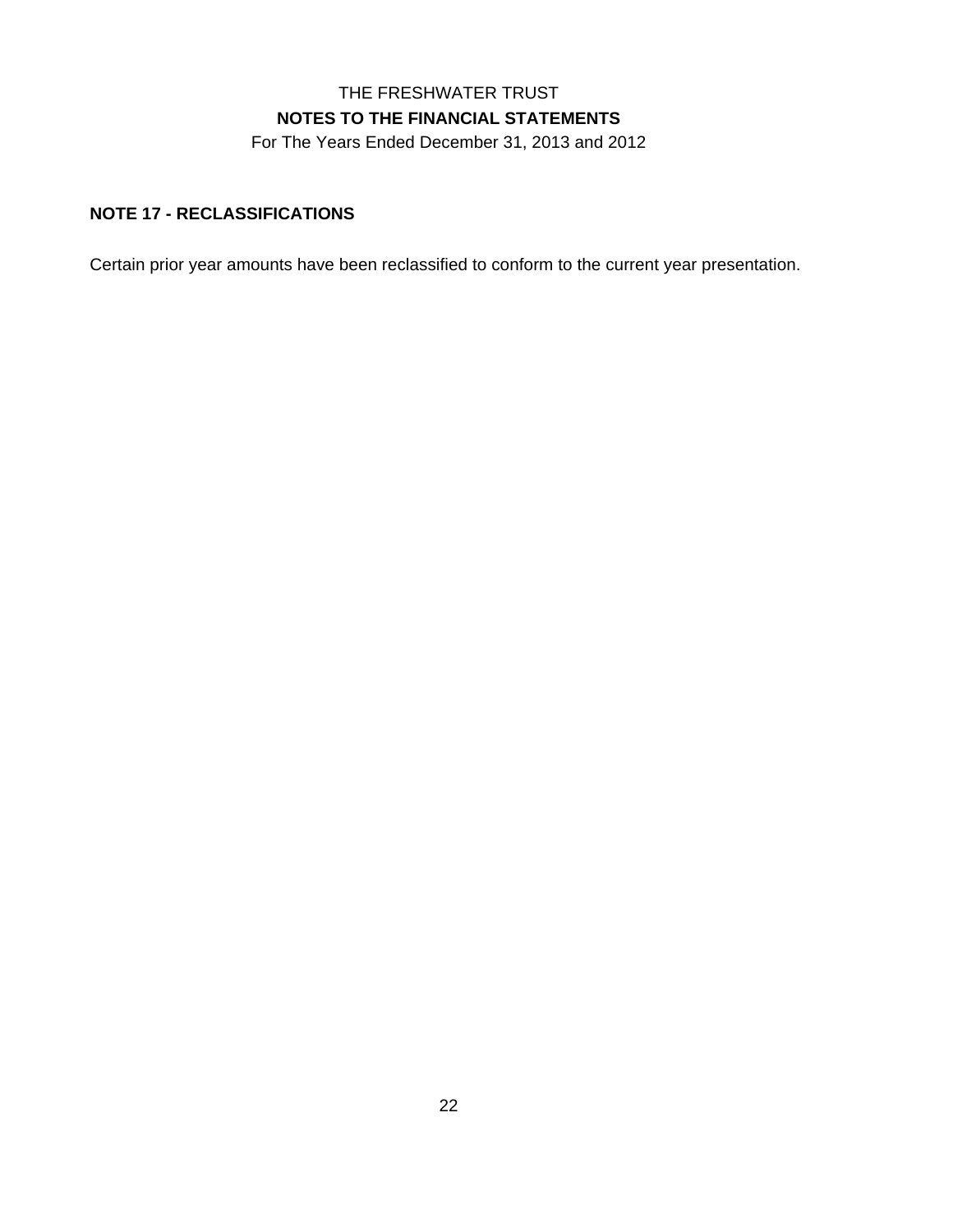## NOTE 17 - RECLASSIFICATIONS

Certain prior year amounts have been reclassified to conform to the current year presentation.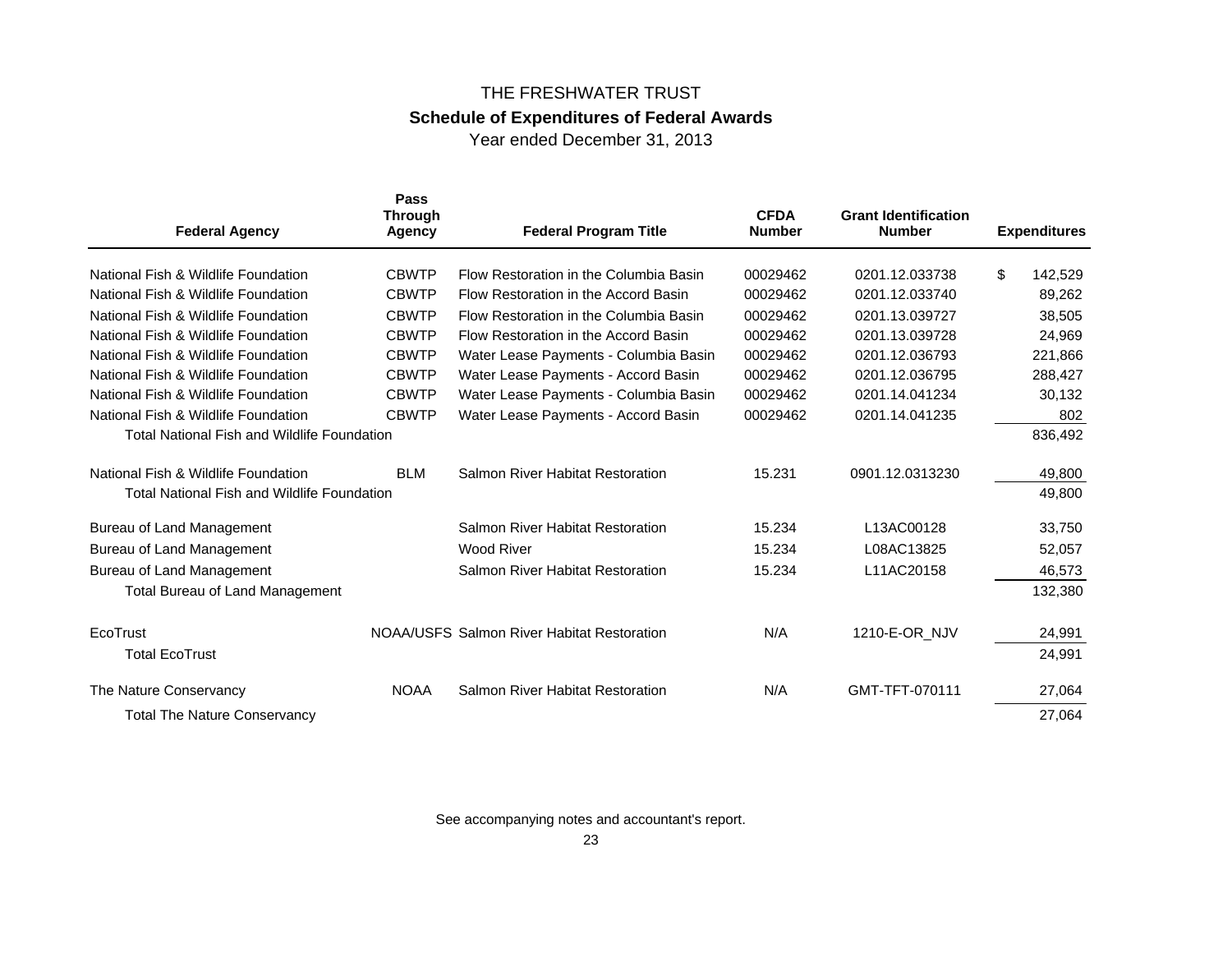# THE FRESHWATER TRUST

## Schedule of Expenditures of Federal Awards

Year ended December 31, 2013

| Federal Agency | Pass Through Agency | Federal Program Title | CFDA Number | Grant Identification Number | Expenditures |
|---|---|---|---|---|---|
| National Fish & Wildlife Foundation | CBWTP | Flow Restoration in the Columbia Basin | 00029462 | 0201.12.033738 | $ 142,529 |
| National Fish & Wildlife Foundation | CBWTP | Flow Restoration in the Accord Basin | 00029462 | 0201.12.033740 | 89,262 |
| National Fish & Wildlife Foundation | CBWTP | Flow Restoration in the Columbia Basin | 00029462 | 0201.13.039727 | 38,505 |
| National Fish & Wildlife Foundation | CBWTP | Flow Restoration in the Accord Basin | 00029462 | 0201.13.039728 | 24,969 |
| National Fish & Wildlife Foundation | CBWTP | Water Lease Payments - Columbia Basin | 00029462 | 0201.12.036793 | 221,866 |
| National Fish & Wildlife Foundation | CBWTP | Water Lease Payments - Accord Basin | 00029462 | 0201.12.036795 | 288,427 |
| National Fish & Wildlife Foundation | CBWTP | Water Lease Payments - Columbia Basin | 00029462 | 0201.14.041234 | 30,132 |
| National Fish & Wildlife Foundation | CBWTP | Water Lease Payments - Accord Basin | 00029462 | 0201.14.041235 | 802 |
| Total National Fish and Wildlife Foundation | | | | | 836,492 |
| National Fish & Wildlife Foundation | BLM | Salmon River Habitat Restoration | 15.231 | 0901.12.0313230 | 49,800 |
| Total National Fish and Wildlife Foundation | | | | | 49,800 |
| Bureau of Land Management | | Salmon River Habitat Restoration | 15.234 | L13AC00128 | 33,750 |
| Bureau of Land Management | | Wood River | 15.234 | L08AC13825 | 52,057 |
| Bureau of Land Management | | Salmon River Habitat Restoration | 15.234 | L11AC20158 | 46,573 |
| Total Bureau of Land Management | | | | | 132,380 |
| EcoTrust | NOAA/USFS | Salmon River Habitat Restoration | N/A | 1210-E-OR_NJV | 24,991 |
| Total EcoTrust | | | | | 24,991 |
| The Nature Conservancy | NOAA | Salmon River Habitat Restoration | N/A | GMT-TFT-070111 | 27,064 |
| Total The Nature Conservancy | | | | | 27,064 |

See accompanying notes and accountant's report.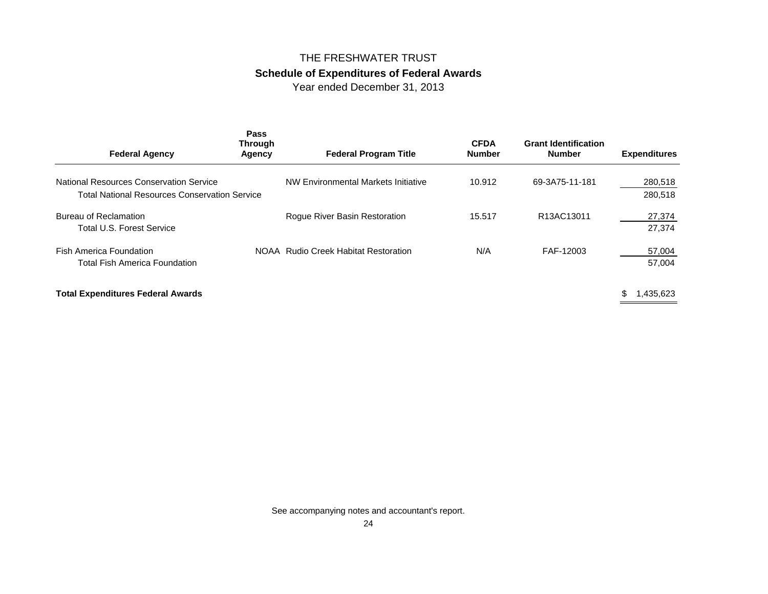# THE FRESHWATER TRUST

## Schedule of Expenditures of Federal Awards

Year ended December 31, 2013

| Federal Agency | Pass Through Agency | Federal Program Title | CFDA Number | Grant Identification Number | Expenditures |
|---|---|---|---|---|---|
| National Resources Conservation Service | | NW Environmental Markets Initiative | 10.912 | 69-3A75-11-181 | 280,518 |
| Total National Resources Conservation Service | | | | | 280,518 |
| Bureau of Reclamation | | Rogue River Basin Restoration | 15.517 | R13AC13011 | 27,374 |
| Total U.S. Forest Service | | | | | 27,374 |
| Fish America Foundation | NOAA | Rudio Creek Habitat Restoration | N/A | FAF-12003 | 57,004 |
| Total Fish America Foundation | | | | | 57,004 |
| **Total Expenditures Federal Awards** | | | | | $ 1,435,623 |

See accompanying notes and accountant's report.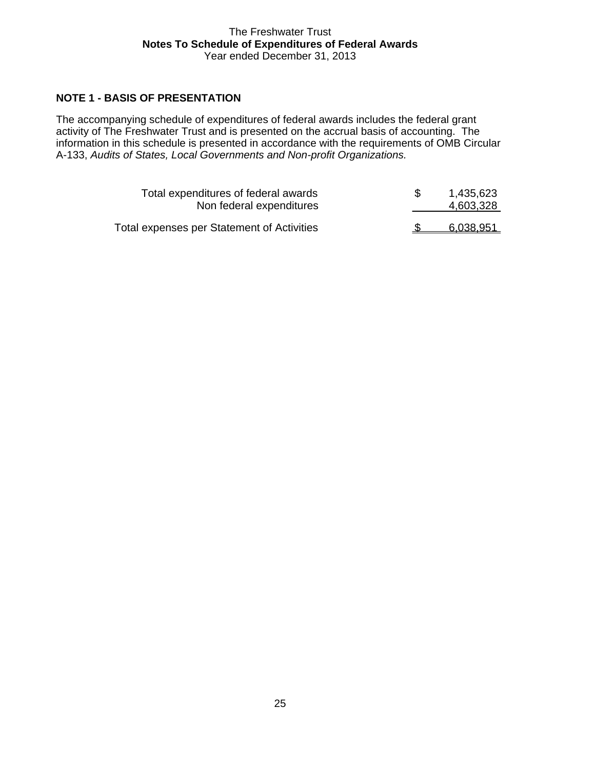The Freshwater Trust

**Notes To Schedule of Expenditures of Federal Awards**

Year ended December 31, 2013

## NOTE 1 - BASIS OF PRESENTATION

The accompanying schedule of expenditures of federal awards includes the federal grant activity of The Freshwater Trust and is presented on the accrual basis of accounting. The information in this schedule is presented in accordance with the requirements of OMB Circular A-133, *Audits of States, Local Governments and Non-profit Organizations.*

| | | |
|---|---|---|
| Total expenditures of federal awards | $ | 1,435,623 |
| Non federal expenditures | | 4,603,328 |
| Total expenses per Statement of Activities | $ | 6,038,951 |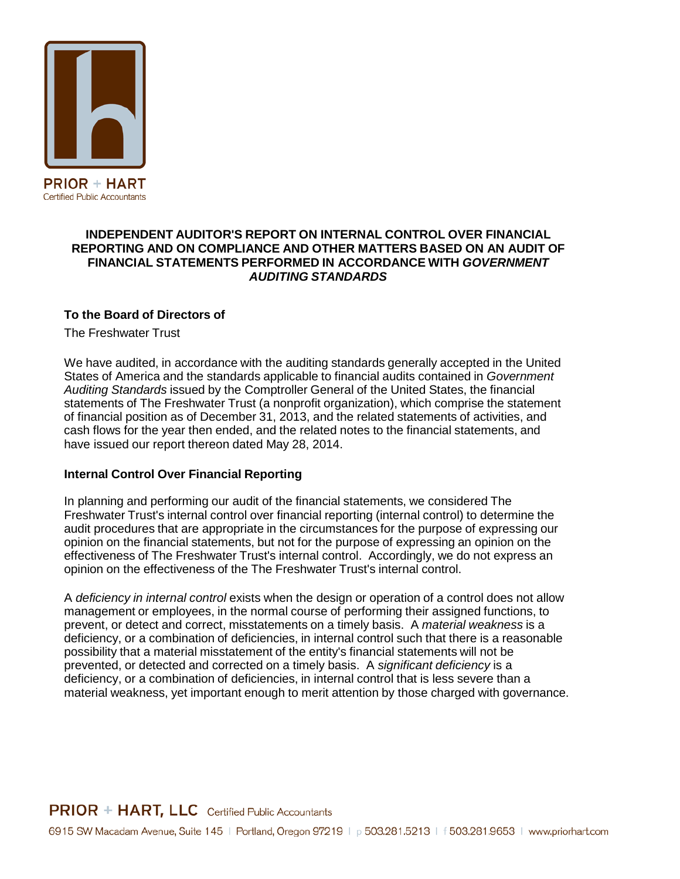PRIOR + HART
Certified Public Accountants

**INDEPENDENT AUDITOR'S REPORT ON INTERNAL CONTROL OVER FINANCIAL REPORTING AND ON COMPLIANCE AND OTHER MATTERS BASED ON AN AUDIT OF FINANCIAL STATEMENTS PERFORMED IN ACCORDANCE WITH *GOVERNMENT AUDITING STANDARDS***

**To the Board of Directors of**

The Freshwater Trust

We have audited, in accordance with the auditing standards generally accepted in the United States of America and the standards applicable to financial audits contained in *Government Auditing Standards* issued by the Comptroller General of the United States, the financial statements of The Freshwater Trust (a nonprofit organization), which comprise the statement of financial position as of December 31, 2013, and the related statements of activities, and cash flows for the year then ended, and the related notes to the financial statements, and have issued our report thereon dated May 28, 2014.

**Internal Control Over Financial Reporting**

In planning and performing our audit of the financial statements, we considered The Freshwater Trust's internal control over financial reporting (internal control) to determine the audit procedures that are appropriate in the circumstances for the purpose of expressing our opinion on the financial statements, but not for the purpose of expressing an opinion on the effectiveness of The Freshwater Trust's internal control. Accordingly, we do not express an opinion on the effectiveness of the The Freshwater Trust's internal control.

A *deficiency in internal control* exists when the design or operation of a control does not allow management or employees, in the normal course of performing their assigned functions, to prevent, or detect and correct, misstatements on a timely basis. A *material weakness* is a deficiency, or a combination of deficiencies, in internal control such that there is a reasonable possibility that a material misstatement of the entity's financial statements will not be prevented, or detected and corrected on a timely basis. A *significant deficiency* is a deficiency, or a combination of deficiencies, in internal control that is less severe than a material weakness, yet important enough to merit attention by those charged with governance.

PRIOR + HART, LLC Certified Public Accountants

6915 SW Macadam Avenue, Suite 145 | Portland, Oregon 97219 | p 503.281.5213 | f 503.281.9653 | www.priorhart.com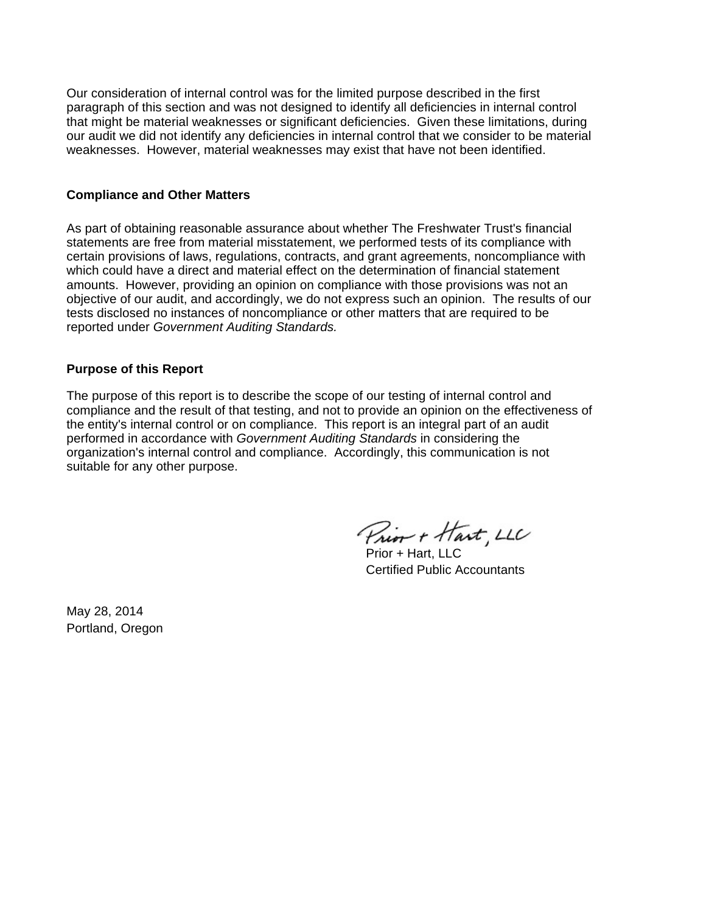Our consideration of internal control was for the limited purpose described in the first paragraph of this section and was not designed to identify all deficiencies in internal control that might be material weaknesses or significant deficiencies. Given these limitations, during our audit we did not identify any deficiencies in internal control that we consider to be material weaknesses. However, material weaknesses may exist that have not been identified.

**Compliance and Other Matters**

As part of obtaining reasonable assurance about whether The Freshwater Trust's financial statements are free from material misstatement, we performed tests of its compliance with certain provisions of laws, regulations, contracts, and grant agreements, noncompliance with which could have a direct and material effect on the determination of financial statement amounts. However, providing an opinion on compliance with those provisions was not an objective of our audit, and accordingly, we do not express such an opinion. The results of our tests disclosed no instances of noncompliance or other matters that are required to be reported under *Government Auditing Standards.*

**Purpose of this Report**

The purpose of this report is to describe the scope of our testing of internal control and compliance and the result of that testing, and not to provide an opinion on the effectiveness of the entity's internal control or on compliance. This report is an integral part of an audit performed in accordance with *Government Auditing Standards* in considering the organization's internal control and compliance. Accordingly, this communication is not suitable for any other purpose.

Prior + Hart, LLC

Prior + Hart, LLC
Certified Public Accountants

May 28, 2014
Portland, Oregon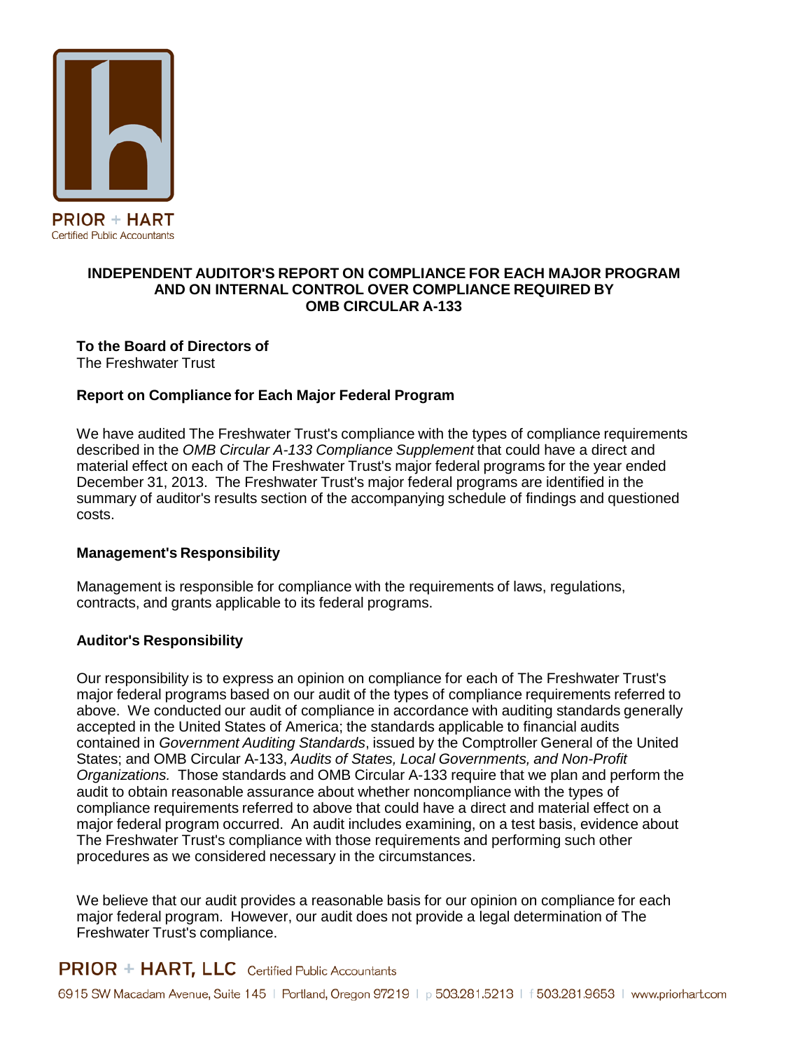# INDEPENDENT AUDITOR'S REPORT ON COMPLIANCE FOR EACH MAJOR PROGRAM AND ON INTERNAL CONTROL OVER COMPLIANCE REQUIRED BY OMB CIRCULAR A-133

**To the Board of Directors of**
The Freshwater Trust

## Report on Compliance for Each Major Federal Program

We have audited The Freshwater Trust's compliance with the types of compliance requirements described in the *OMB Circular A-133 Compliance Supplement* that could have a direct and material effect on each of The Freshwater Trust's major federal programs for the year ended December 31, 2013. The Freshwater Trust's major federal programs are identified in the summary of auditor's results section of the accompanying schedule of findings and questioned costs.

## Management's Responsibility

Management is responsible for compliance with the requirements of laws, regulations, contracts, and grants applicable to its federal programs.

## Auditor's Responsibility

Our responsibility is to express an opinion on compliance for each of The Freshwater Trust's major federal programs based on our audit of the types of compliance requirements referred to above. We conducted our audit of compliance in accordance with auditing standards generally accepted in the United States of America; the standards applicable to financial audits contained in *Government Auditing Standards*, issued by the Comptroller General of the United States; and OMB Circular A-133, *Audits of States, Local Governments, and Non-Profit Organizations.* Those standards and OMB Circular A-133 require that we plan and perform the audit to obtain reasonable assurance about whether noncompliance with the types of compliance requirements referred to above that could have a direct and material effect on a major federal program occurred. An audit includes examining, on a test basis, evidence about The Freshwater Trust's compliance with those requirements and performing such other procedures as we considered necessary in the circumstances.

We believe that our audit provides a reasonable basis for our opinion on compliance for each major federal program. However, our audit does not provide a legal determination of The Freshwater Trust's compliance.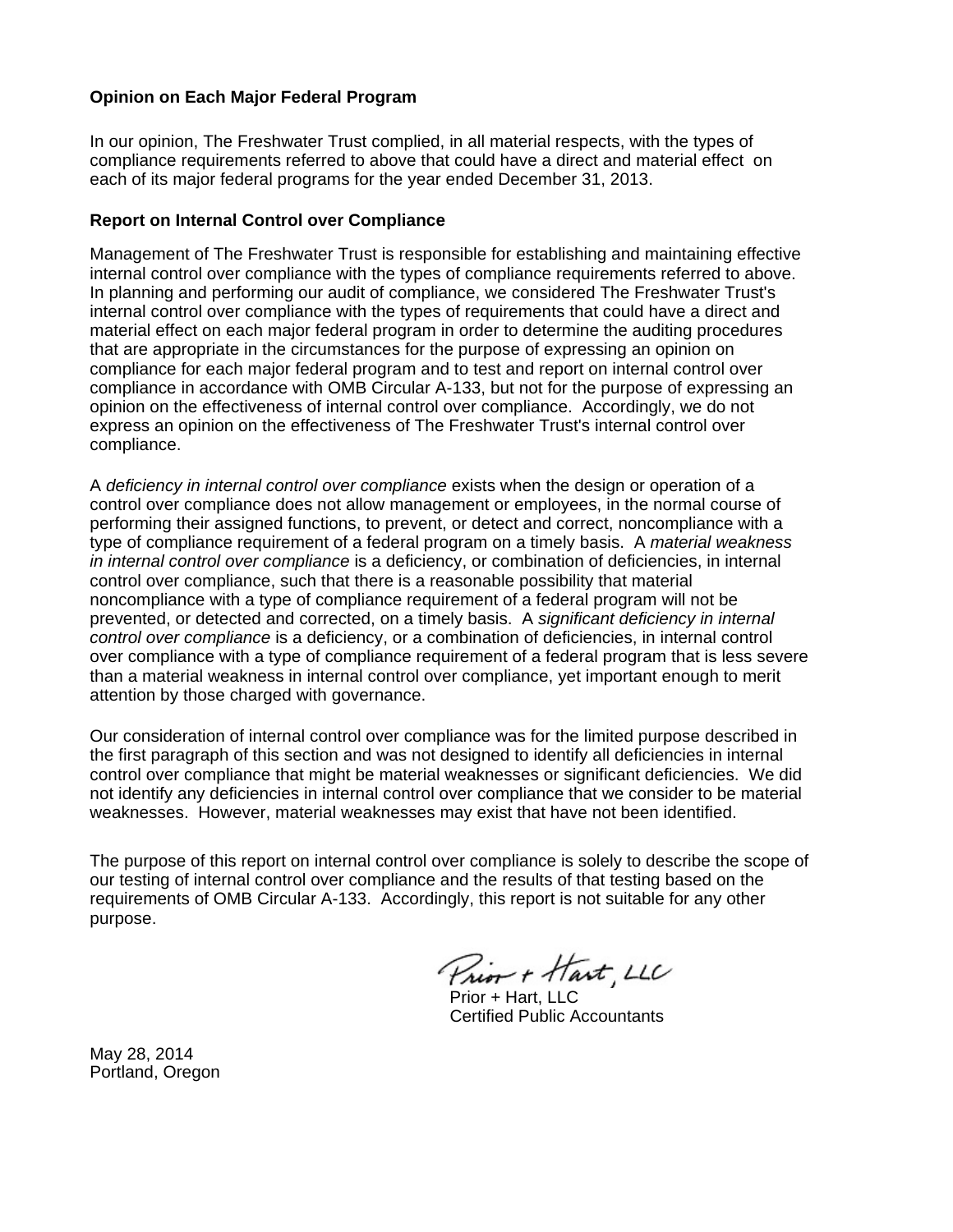**Opinion on Each Major Federal Program**

In our opinion, The Freshwater Trust complied, in all material respects, with the types of compliance requirements referred to above that could have a direct and material effect on each of its major federal programs for the year ended December 31, 2013.

**Report on Internal Control over Compliance**

Management of The Freshwater Trust is responsible for establishing and maintaining effective internal control over compliance with the types of compliance requirements referred to above. In planning and performing our audit of compliance, we considered The Freshwater Trust's internal control over compliance with the types of requirements that could have a direct and material effect on each major federal program in order to determine the auditing procedures that are appropriate in the circumstances for the purpose of expressing an opinion on compliance for each major federal program and to test and report on internal control over compliance in accordance with OMB Circular A-133, but not for the purpose of expressing an opinion on the effectiveness of internal control over compliance. Accordingly, we do not express an opinion on the effectiveness of The Freshwater Trust's internal control over compliance.

A *deficiency in internal control over compliance* exists when the design or operation of a control over compliance does not allow management or employees, in the normal course of performing their assigned functions, to prevent, or detect and correct, noncompliance with a type of compliance requirement of a federal program on a timely basis. A *material weakness in internal control over compliance* is a deficiency, or combination of deficiencies, in internal control over compliance, such that there is a reasonable possibility that material noncompliance with a type of compliance requirement of a federal program will not be prevented, or detected and corrected, on a timely basis. A *significant deficiency in internal control over compliance* is a deficiency, or a combination of deficiencies, in internal control over compliance with a type of compliance requirement of a federal program that is less severe than a material weakness in internal control over compliance, yet important enough to merit attention by those charged with governance.

Our consideration of internal control over compliance was for the limited purpose described in the first paragraph of this section and was not designed to identify all deficiencies in internal control over compliance that might be material weaknesses or significant deficiencies. We did not identify any deficiencies in internal control over compliance that we consider to be material weaknesses. However, material weaknesses may exist that have not been identified.

The purpose of this report on internal control over compliance is solely to describe the scope of our testing of internal control over compliance and the results of that testing based on the requirements of OMB Circular A-133. Accordingly, this report is not suitable for any other purpose.

Prior + Hart, LLC

Prior + Hart, LLC
Certified Public Accountants

May 28, 2014
Portland, Oregon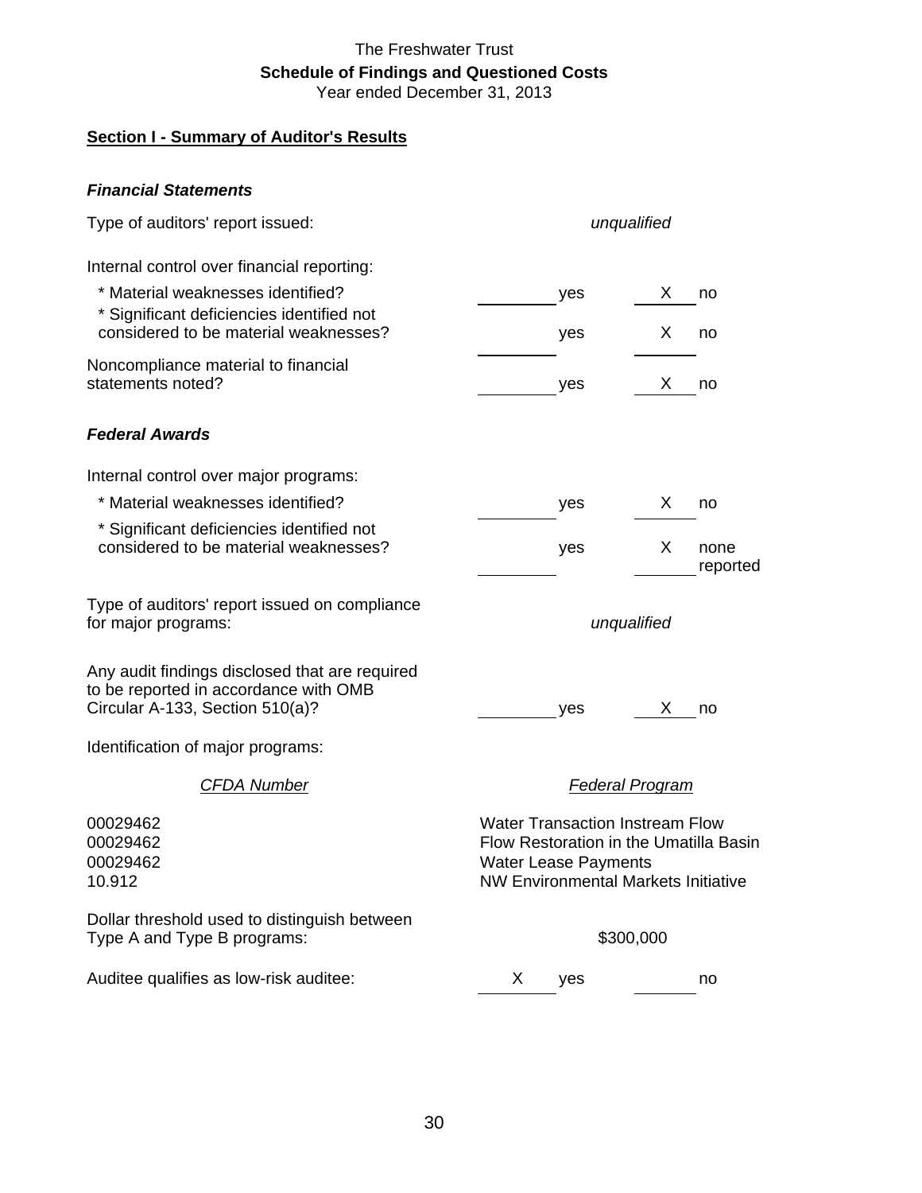# The Freshwater Trust

## Schedule of Findings and Questioned Costs

Year ended December 31, 2013

### Section I - Summary of Auditor's Results

#### *Financial Statements*

| | | |
|---|---|---|
| Type of auditors' report issued: | *unqualified* | |
| Internal control over financial reporting: | | |
| * Material weaknesses identified? | ______ yes | X no |
| * Significant deficiencies identified not considered to be material weaknesses? | ______ yes | X no |
| Noncompliance material to financial statements noted? | ______ yes | X no |

#### *Federal Awards*

| | | |
|---|---|---|
| Internal control over major programs: | | |
| * Material weaknesses identified? | ______ yes | X no |
| * Significant deficiencies identified not considered to be material weaknesses? | ______ yes | X none reported |
| Type of auditors' report issued on compliance for major programs: | *unqualified* | |
| Any audit findings disclosed that are required to be reported in accordance with OMB Circular A-133, Section 510(a)? | ______ yes | X no |

Identification of major programs:

| *CFDA Number* | *Federal Program* |
|---|---|
| 00029462 | Water Transaction Instream Flow |
| 00029462 | Flow Restoration in the Umatilla Basin |
| 00029462 | Water Lease Payments |
| 10.912 | NW Environmental Markets Initiative |

| | | |
|---|---|---|
| Dollar threshold used to distinguish between Type A and Type B programs: | $300,000 | |
| Auditee qualifies as low-risk auditee: | X yes | ______ no |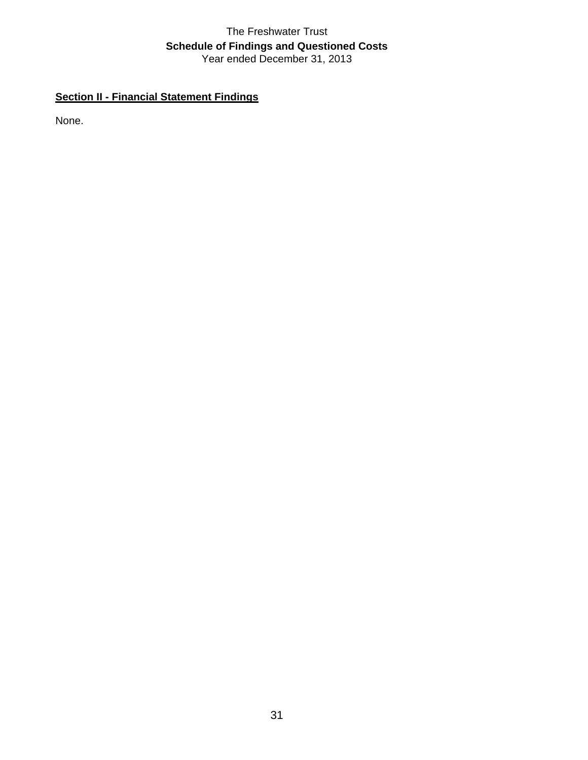The Freshwater Trust

**Schedule of Findings and Questioned Costs**

Year ended December 31, 2013

## Section II - Financial Statement Findings

None.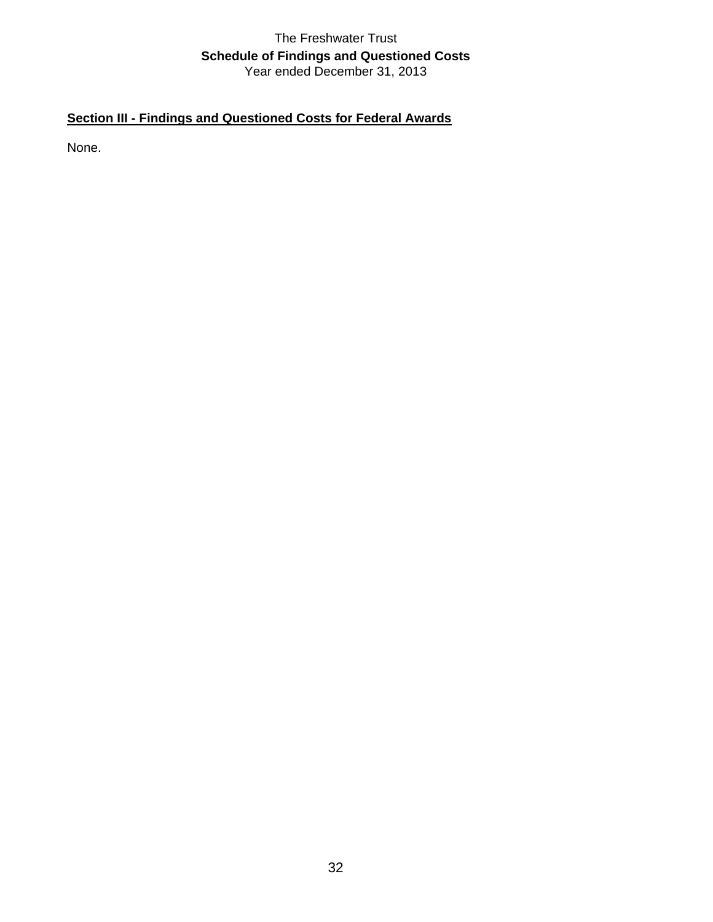The Freshwater Trust

**Schedule of Findings and Questioned Costs**

Year ended December 31, 2013

## Section III - Findings and Questioned Costs for Federal Awards

None.